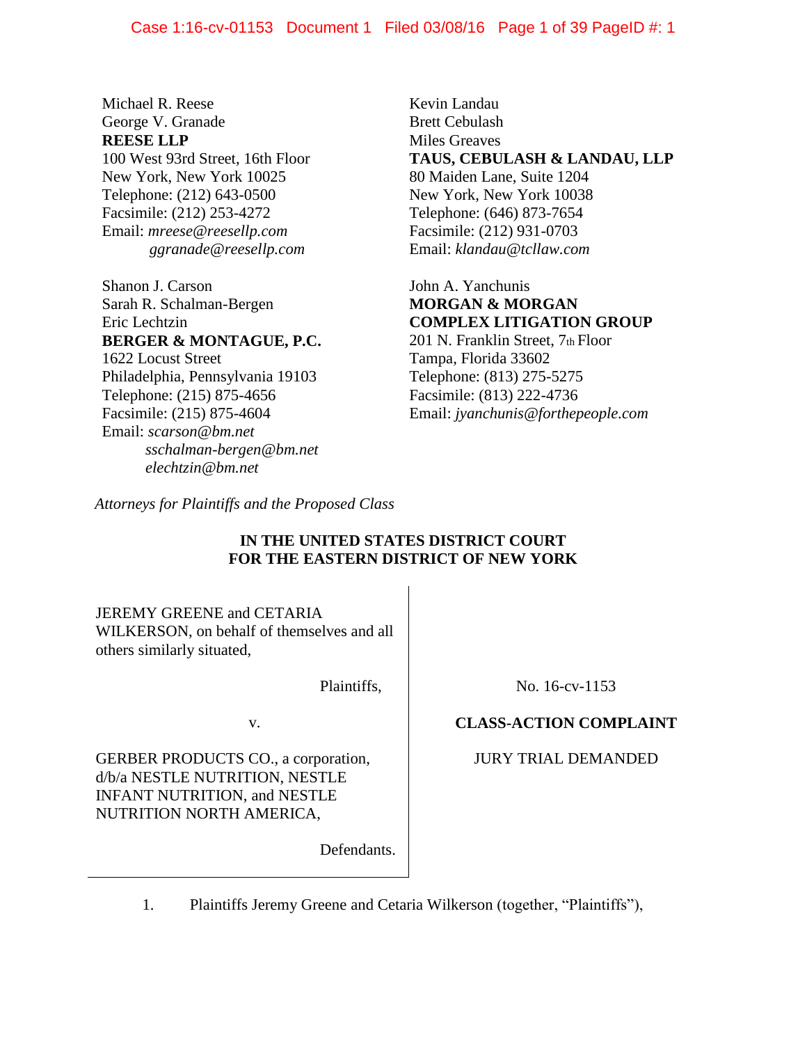Michael R. Reese
George V. Granade
**REESE LLP**
100 West 93rd Street, 16th Floor
New York, New York 10025
Telephone: (212) 643-0500
Facsimile: (212) 253-4272
Email: *mreese@reesellp.com*
*ggranade@reesellp.com*

Shanon J. Carson
Sarah R. Schalman-Bergen
Eric Lechtzin
**BERGER & MONTAGUE, P.C.**
1622 Locust Street
Philadelphia, Pennsylvania 19103
Telephone: (215) 875-4656
Facsimile: (215) 875-4604
Email: *scarson@bm.net*
*sschalman-bergen@bm.net*
*elechtzin@bm.net*

Kevin Landau
Brett Cebulash
Miles Greaves
**TAUS, CEBULASH & LANDAU, LLP**
80 Maiden Lane, Suite 1204
New York, New York 10038
Telephone: (646) 873-7654
Facsimile: (212) 931-0703
Email: *klandau@tcllaw.com*

John A. Yanchunis
**MORGAN & MORGAN COMPLEX LITIGATION GROUP**
201 N. Franklin Street, 7th Floor
Tampa, Florida 33602
Telephone: (813) 275-5275
Facsimile: (813) 222-4736
Email: *jyanchunis@forthepeople.com*

*Attorneys for Plaintiffs and the Proposed Class*

**IN THE UNITED STATES DISTRICT COURT**
**FOR THE EASTERN DISTRICT OF NEW YORK**

JEREMY GREENE and CETARIA WILKERSON, on behalf of themselves and all others similarly situated,

Plaintiffs,

v.

GERBER PRODUCTS CO., a corporation, d/b/a NESTLE NUTRITION, NESTLE INFANT NUTRITION, and NESTLE NUTRITION NORTH AMERICA,

Defendants.

No. 16-cv-1153

**CLASS-ACTION COMPLAINT**

JURY TRIAL DEMANDED

1. Plaintiffs Jeremy Greene and Cetaria Wilkerson (together, "Plaintiffs"),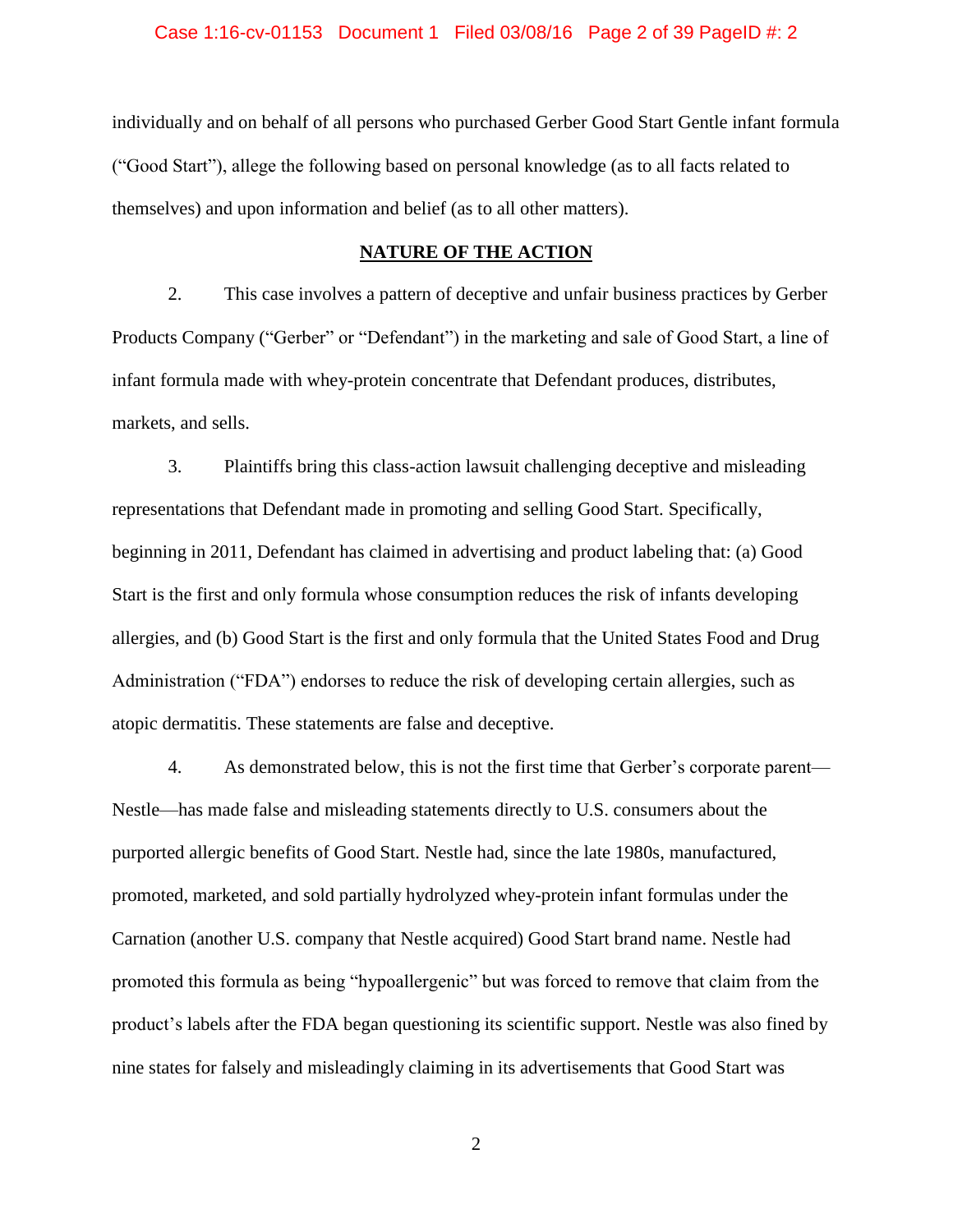individually and on behalf of all persons who purchased Gerber Good Start Gentle infant formula ("Good Start"), allege the following based on personal knowledge (as to all facts related to themselves) and upon information and belief (as to all other matters).

## NATURE OF THE ACTION

2. This case involves a pattern of deceptive and unfair business practices by Gerber Products Company ("Gerber" or "Defendant") in the marketing and sale of Good Start, a line of infant formula made with whey-protein concentrate that Defendant produces, distributes, markets, and sells.

3. Plaintiffs bring this class-action lawsuit challenging deceptive and misleading representations that Defendant made in promoting and selling Good Start. Specifically, beginning in 2011, Defendant has claimed in advertising and product labeling that: (a) Good Start is the first and only formula whose consumption reduces the risk of infants developing allergies, and (b) Good Start is the first and only formula that the United States Food and Drug Administration ("FDA") endorses to reduce the risk of developing certain allergies, such as atopic dermatitis. These statements are false and deceptive.

4. As demonstrated below, this is not the first time that Gerber's corporate parent—Nestle—has made false and misleading statements directly to U.S. consumers about the purported allergic benefits of Good Start. Nestle had, since the late 1980s, manufactured, promoted, marketed, and sold partially hydrolyzed whey-protein infant formulas under the Carnation (another U.S. company that Nestle acquired) Good Start brand name. Nestle had promoted this formula as being "hypoallergenic" but was forced to remove that claim from the product's labels after the FDA began questioning its scientific support. Nestle was also fined by nine states for falsely and misleadingly claiming in its advertisements that Good Start was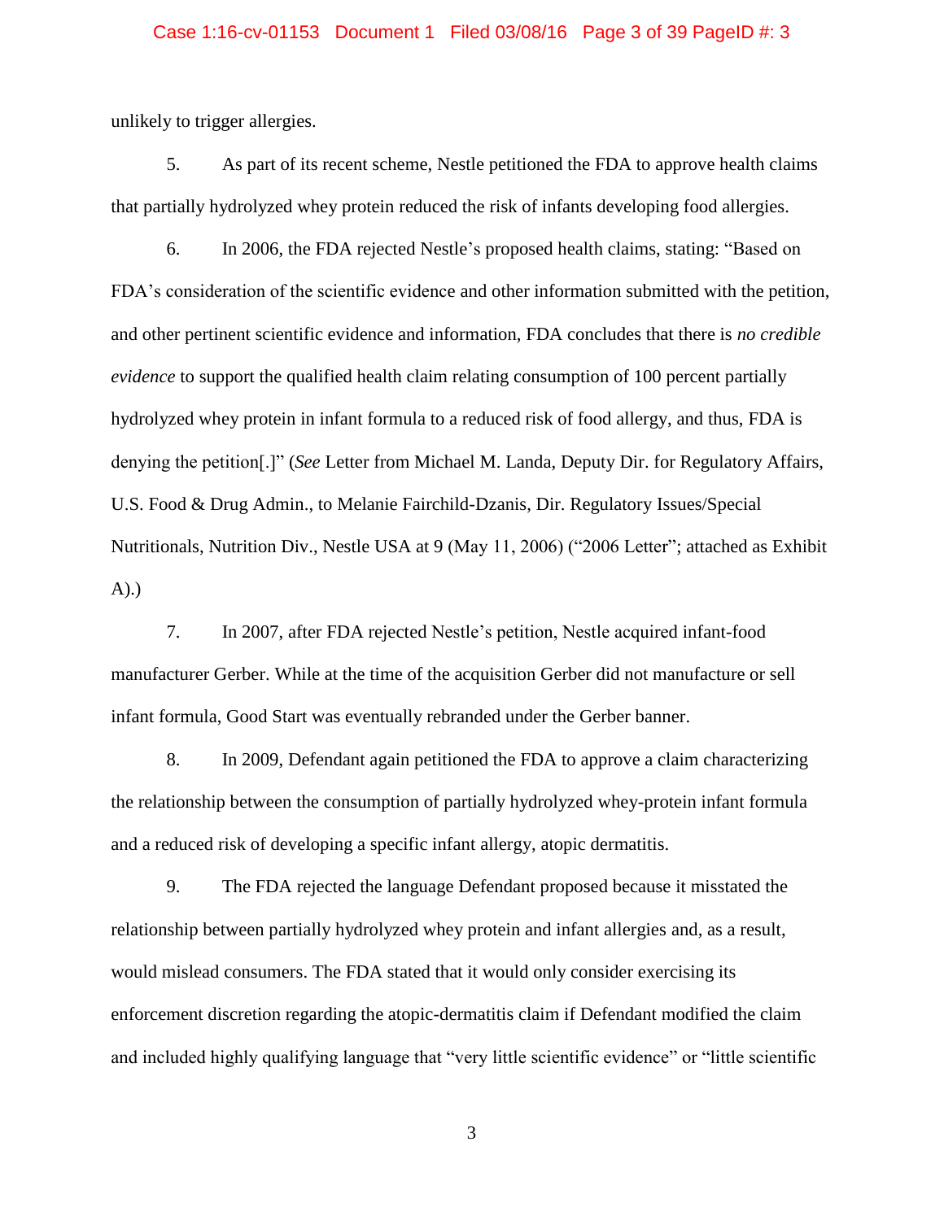unlikely to trigger allergies.

5. As part of its recent scheme, Nestle petitioned the FDA to approve health claims that partially hydrolyzed whey protein reduced the risk of infants developing food allergies.

6. In 2006, the FDA rejected Nestle's proposed health claims, stating: "Based on FDA's consideration of the scientific evidence and other information submitted with the petition, and other pertinent scientific evidence and information, FDA concludes that there is *no credible evidence* to support the qualified health claim relating consumption of 100 percent partially hydrolyzed whey protein in infant formula to a reduced risk of food allergy, and thus, FDA is denying the petition[.]" (*See* Letter from Michael M. Landa, Deputy Dir. for Regulatory Affairs, U.S. Food & Drug Admin., to Melanie Fairchild-Dzanis, Dir. Regulatory Issues/Special Nutritionals, Nutrition Div., Nestle USA at 9 (May 11, 2006) ("2006 Letter"; attached as Exhibit A).)

7. In 2007, after FDA rejected Nestle's petition, Nestle acquired infant-food manufacturer Gerber. While at the time of the acquisition Gerber did not manufacture or sell infant formula, Good Start was eventually rebranded under the Gerber banner.

8. In 2009, Defendant again petitioned the FDA to approve a claim characterizing the relationship between the consumption of partially hydrolyzed whey-protein infant formula and a reduced risk of developing a specific infant allergy, atopic dermatitis.

9. The FDA rejected the language Defendant proposed because it misstated the relationship between partially hydrolyzed whey protein and infant allergies and, as a result, would mislead consumers. The FDA stated that it would only consider exercising its enforcement discretion regarding the atopic-dermatitis claim if Defendant modified the claim and included highly qualifying language that "very little scientific evidence" or "little scientific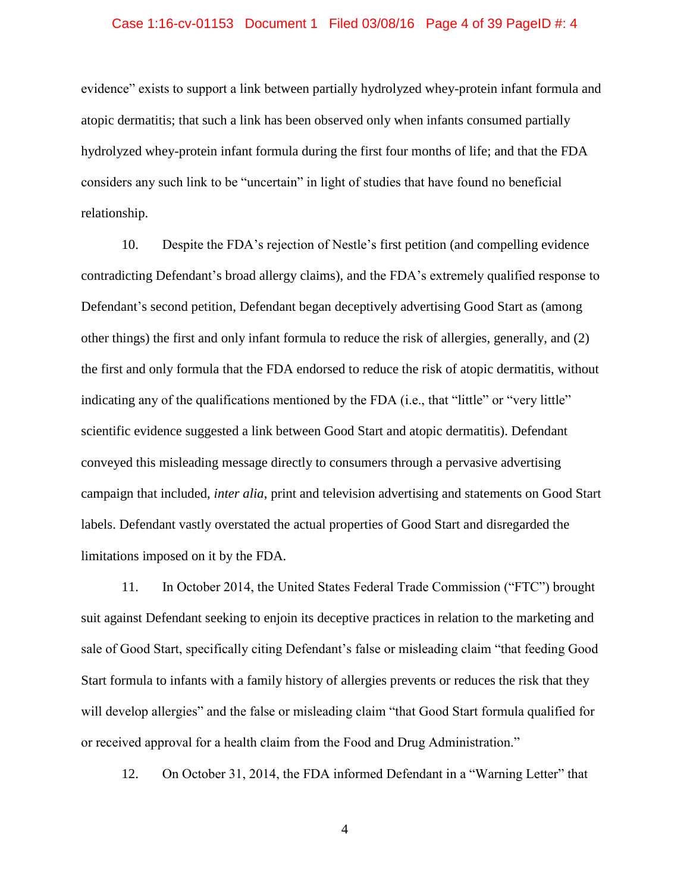evidence" exists to support a link between partially hydrolyzed whey-protein infant formula and atopic dermatitis; that such a link has been observed only when infants consumed partially hydrolyzed whey-protein infant formula during the first four months of life; and that the FDA considers any such link to be "uncertain" in light of studies that have found no beneficial relationship.

10. Despite the FDA's rejection of Nestle's first petition (and compelling evidence contradicting Defendant's broad allergy claims), and the FDA's extremely qualified response to Defendant's second petition, Defendant began deceptively advertising Good Start as (among other things) the first and only infant formula to reduce the risk of allergies, generally, and (2) the first and only formula that the FDA endorsed to reduce the risk of atopic dermatitis, without indicating any of the qualifications mentioned by the FDA (i.e., that "little" or "very little" scientific evidence suggested a link between Good Start and atopic dermatitis). Defendant conveyed this misleading message directly to consumers through a pervasive advertising campaign that included, *inter alia*, print and television advertising and statements on Good Start labels. Defendant vastly overstated the actual properties of Good Start and disregarded the limitations imposed on it by the FDA.

11. In October 2014, the United States Federal Trade Commission ("FTC") brought suit against Defendant seeking to enjoin its deceptive practices in relation to the marketing and sale of Good Start, specifically citing Defendant's false or misleading claim "that feeding Good Start formula to infants with a family history of allergies prevents or reduces the risk that they will develop allergies" and the false or misleading claim "that Good Start formula qualified for or received approval for a health claim from the Food and Drug Administration."

12. On October 31, 2014, the FDA informed Defendant in a "Warning Letter" that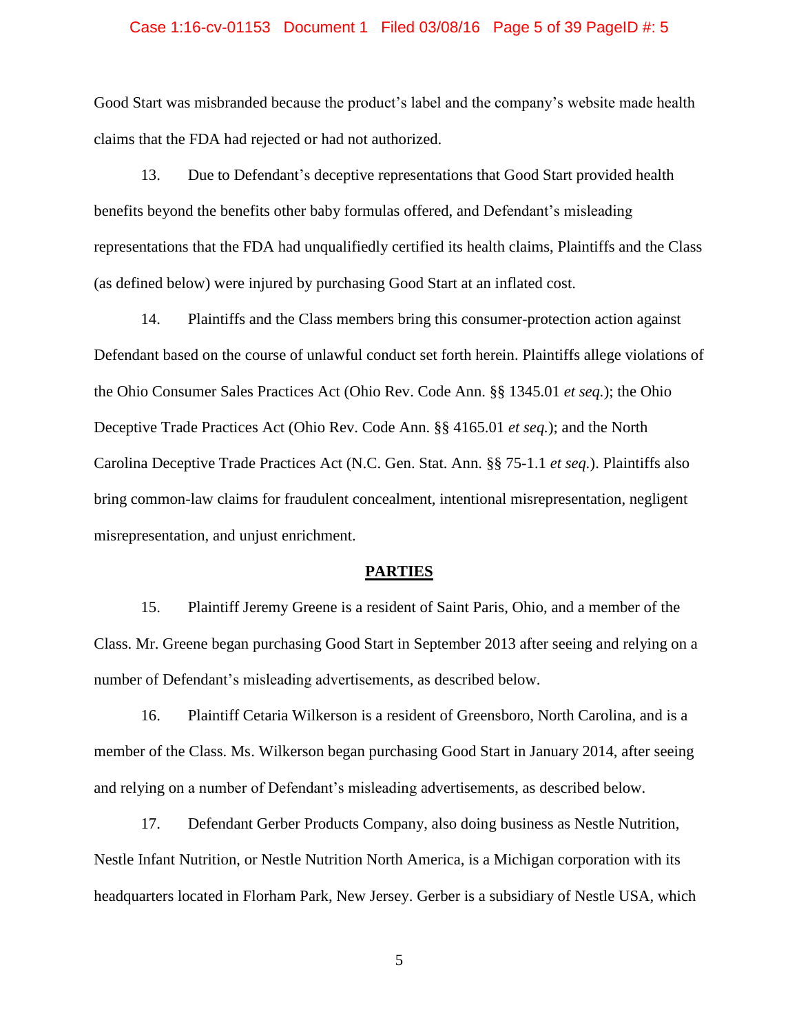Good Start was misbranded because the product's label and the company's website made health claims that the FDA had rejected or had not authorized.

13. Due to Defendant's deceptive representations that Good Start provided health benefits beyond the benefits other baby formulas offered, and Defendant's misleading representations that the FDA had unqualifiedly certified its health claims, Plaintiffs and the Class (as defined below) were injured by purchasing Good Start at an inflated cost.

14. Plaintiffs and the Class members bring this consumer-protection action against Defendant based on the course of unlawful conduct set forth herein. Plaintiffs allege violations of the Ohio Consumer Sales Practices Act (Ohio Rev. Code Ann. §§ 1345.01 *et seq.*); the Ohio Deceptive Trade Practices Act (Ohio Rev. Code Ann. §§ 4165.01 *et seq.*); and the North Carolina Deceptive Trade Practices Act (N.C. Gen. Stat. Ann. §§ 75-1.1 *et seq.*). Plaintiffs also bring common-law claims for fraudulent concealment, intentional misrepresentation, negligent misrepresentation, and unjust enrichment.

## PARTIES

15. Plaintiff Jeremy Greene is a resident of Saint Paris, Ohio, and a member of the Class. Mr. Greene began purchasing Good Start in September 2013 after seeing and relying on a number of Defendant's misleading advertisements, as described below.

16. Plaintiff Cetaria Wilkerson is a resident of Greensboro, North Carolina, and is a member of the Class. Ms. Wilkerson began purchasing Good Start in January 2014, after seeing and relying on a number of Defendant's misleading advertisements, as described below.

17. Defendant Gerber Products Company, also doing business as Nestle Nutrition, Nestle Infant Nutrition, or Nestle Nutrition North America, is a Michigan corporation with its headquarters located in Florham Park, New Jersey. Gerber is a subsidiary of Nestle USA, which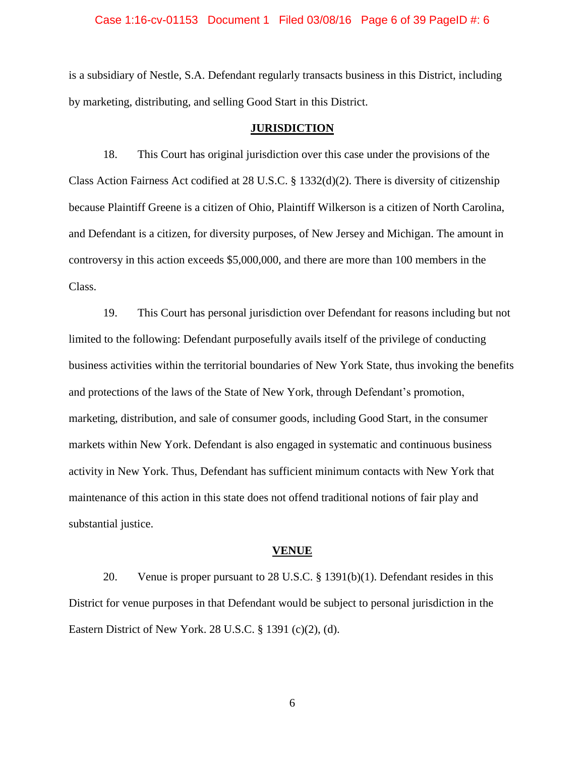is a subsidiary of Nestle, S.A. Defendant regularly transacts business in this District, including by marketing, distributing, and selling Good Start in this District.

## JURISDICTION

18. This Court has original jurisdiction over this case under the provisions of the Class Action Fairness Act codified at 28 U.S.C. § 1332(d)(2). There is diversity of citizenship because Plaintiff Greene is a citizen of Ohio, Plaintiff Wilkerson is a citizen of North Carolina, and Defendant is a citizen, for diversity purposes, of New Jersey and Michigan. The amount in controversy in this action exceeds $5,000,000, and there are more than 100 members in the Class.

19. This Court has personal jurisdiction over Defendant for reasons including but not limited to the following: Defendant purposefully avails itself of the privilege of conducting business activities within the territorial boundaries of New York State, thus invoking the benefits and protections of the laws of the State of New York, through Defendant's promotion, marketing, distribution, and sale of consumer goods, including Good Start, in the consumer markets within New York. Defendant is also engaged in systematic and continuous business activity in New York. Thus, Defendant has sufficient minimum contacts with New York that maintenance of this action in this state does not offend traditional notions of fair play and substantial justice.

## VENUE

20. Venue is proper pursuant to 28 U.S.C. § 1391(b)(1). Defendant resides in this District for venue purposes in that Defendant would be subject to personal jurisdiction in the Eastern District of New York. 28 U.S.C. § 1391 (c)(2), (d).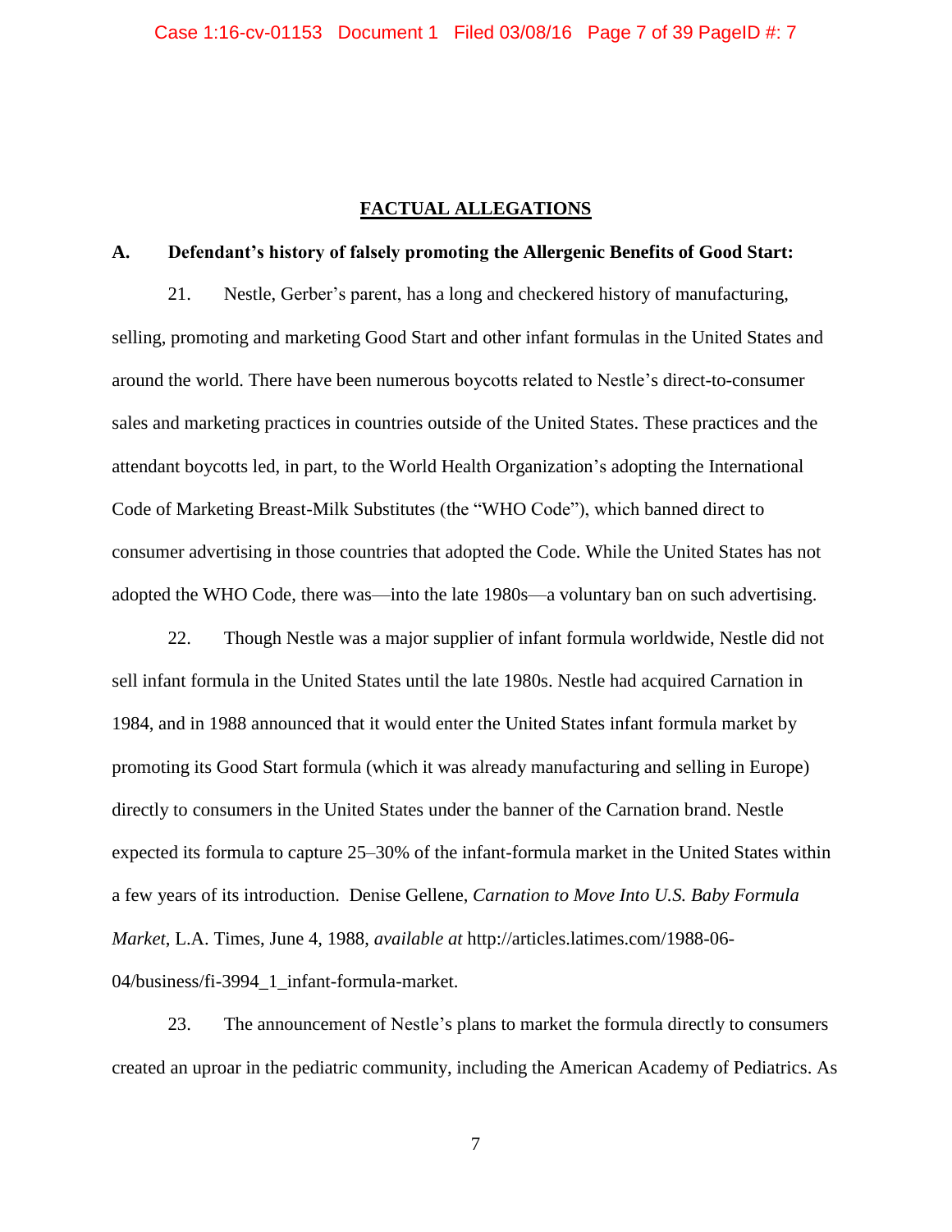## FACTUAL ALLEGATIONS

### A. Defendant's history of falsely promoting the Allergenic Benefits of Good Start:

21. Nestle, Gerber's parent, has a long and checkered history of manufacturing, selling, promoting and marketing Good Start and other infant formulas in the United States and around the world. There have been numerous boycotts related to Nestle's direct-to-consumer sales and marketing practices in countries outside of the United States. These practices and the attendant boycotts led, in part, to the World Health Organization's adopting the International Code of Marketing Breast-Milk Substitutes (the "WHO Code"), which banned direct to consumer advertising in those countries that adopted the Code. While the United States has not adopted the WHO Code, there was—into the late 1980s—a voluntary ban on such advertising.

22. Though Nestle was a major supplier of infant formula worldwide, Nestle did not sell infant formula in the United States until the late 1980s. Nestle had acquired Carnation in 1984, and in 1988 announced that it would enter the United States infant formula market by promoting its Good Start formula (which it was already manufacturing and selling in Europe) directly to consumers in the United States under the banner of the Carnation brand. Nestle expected its formula to capture 25–30% of the infant-formula market in the United States within a few years of its introduction. Denise Gellene, *Carnation to Move Into U.S. Baby Formula Market*, L.A. Times, June 4, 1988, *available at* http://articles.latimes.com/1988-06-04/business/fi-3994_1_infant-formula-market.

23. The announcement of Nestle's plans to market the formula directly to consumers created an uproar in the pediatric community, including the American Academy of Pediatrics. As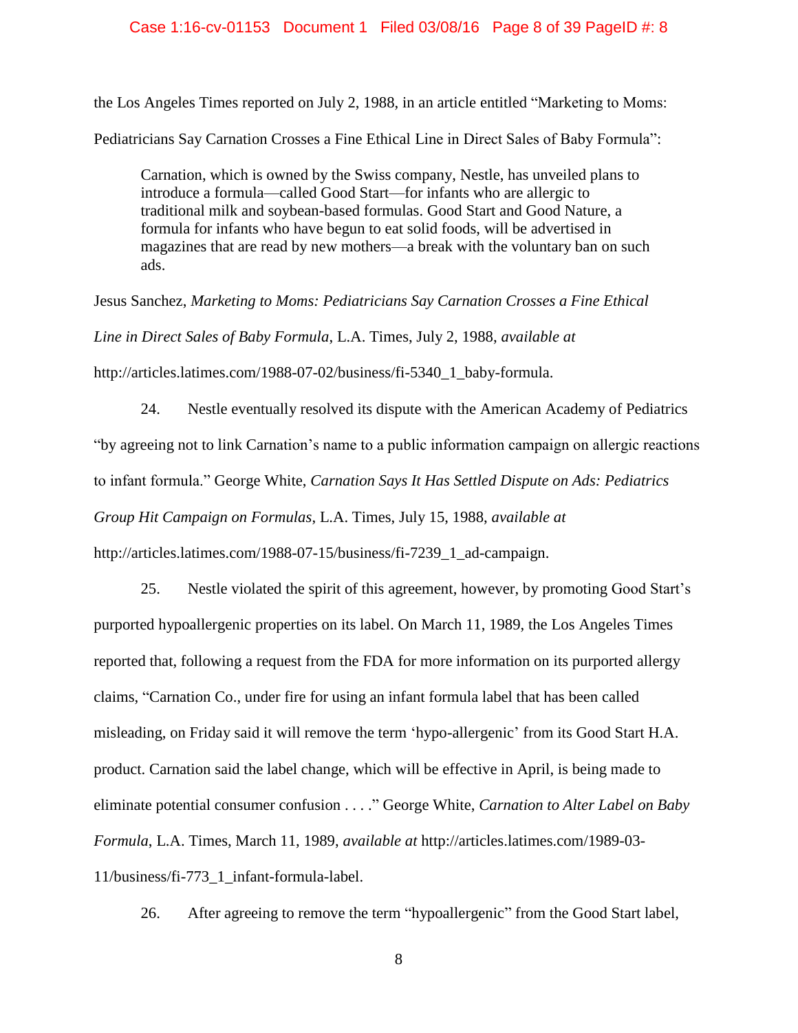the Los Angeles Times reported on July 2, 1988, in an article entitled "Marketing to Moms: Pediatricians Say Carnation Crosses a Fine Ethical Line in Direct Sales of Baby Formula":

> Carnation, which is owned by the Swiss company, Nestle, has unveiled plans to introduce a formula—called Good Start—for infants who are allergic to traditional milk and soybean-based formulas. Good Start and Good Nature, a formula for infants who have begun to eat solid foods, will be advertised in magazines that are read by new mothers—a break with the voluntary ban on such ads.

Jesus Sanchez, *Marketing to Moms: Pediatricians Say Carnation Crosses a Fine Ethical Line in Direct Sales of Baby Formula*, L.A. Times, July 2, 1988, *available at* http://articles.latimes.com/1988-07-02/business/fi-5340_1_baby-formula.

24. Nestle eventually resolved its dispute with the American Academy of Pediatrics "by agreeing not to link Carnation's name to a public information campaign on allergic reactions to infant formula." George White, *Carnation Says It Has Settled Dispute on Ads: Pediatrics Group Hit Campaign on Formulas*, L.A. Times, July 15, 1988, *available at* http://articles.latimes.com/1988-07-15/business/fi-7239_1_ad-campaign.

25. Nestle violated the spirit of this agreement, however, by promoting Good Start's purported hypoallergenic properties on its label. On March 11, 1989, the Los Angeles Times reported that, following a request from the FDA for more information on its purported allergy claims, "Carnation Co., under fire for using an infant formula label that has been called misleading, on Friday said it will remove the term 'hypo-allergenic' from its Good Start H.A. product. Carnation said the label change, which will be effective in April, is being made to eliminate potential consumer confusion . . . ." George White, *Carnation to Alter Label on Baby Formula*, L.A. Times, March 11, 1989, *available at* http://articles.latimes.com/1989-03-11/business/fi-773_1_infant-formula-label.

26. After agreeing to remove the term "hypoallergenic" from the Good Start label,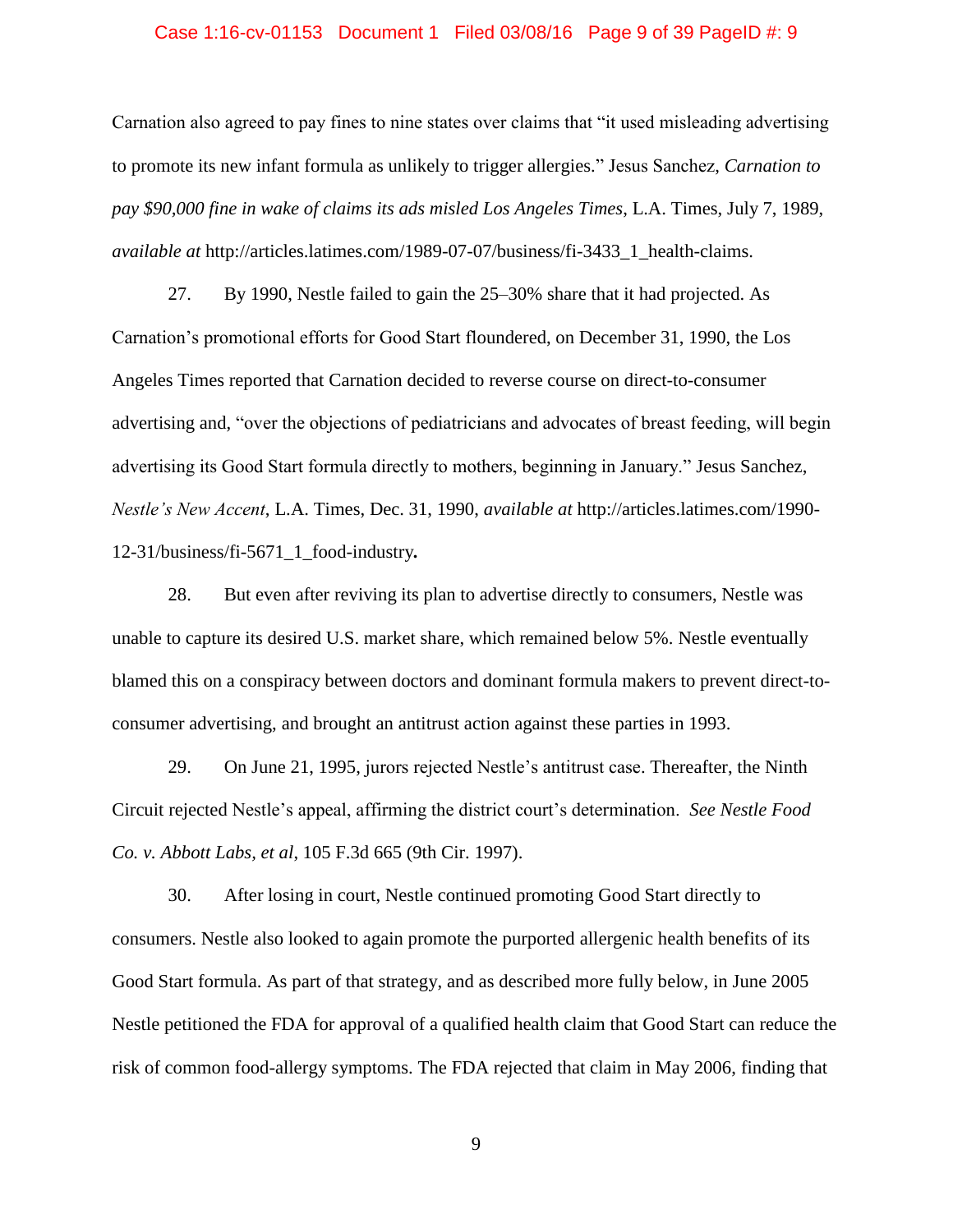Carnation also agreed to pay fines to nine states over claims that "it used misleading advertising to promote its new infant formula as unlikely to trigger allergies." Jesus Sanchez, *Carnation to pay $90,000 fine in wake of claims its ads misled Los Angeles Times*, L.A. Times, July 7, 1989, *available at* http://articles.latimes.com/1989-07-07/business/fi-3433_1_health-claims.

27. By 1990, Nestle failed to gain the 25–30% share that it had projected. As Carnation's promotional efforts for Good Start floundered, on December 31, 1990, the Los Angeles Times reported that Carnation decided to reverse course on direct-to-consumer advertising and, "over the objections of pediatricians and advocates of breast feeding, will begin advertising its Good Start formula directly to mothers, beginning in January." Jesus Sanchez, *Nestle's New Accent*, L.A. Times, Dec. 31, 1990, *available at* http://articles.latimes.com/1990-12-31/business/fi-5671_1_food-industry**.**

28. But even after reviving its plan to advertise directly to consumers, Nestle was unable to capture its desired U.S. market share, which remained below 5%. Nestle eventually blamed this on a conspiracy between doctors and dominant formula makers to prevent direct-to-consumer advertising, and brought an antitrust action against these parties in 1993.

29. On June 21, 1995, jurors rejected Nestle's antitrust case. Thereafter, the Ninth Circuit rejected Nestle's appeal, affirming the district court's determination. *See Nestle Food Co. v. Abbott Labs, et al*, 105 F.3d 665 (9th Cir. 1997).

30. After losing in court, Nestle continued promoting Good Start directly to consumers. Nestle also looked to again promote the purported allergenic health benefits of its Good Start formula. As part of that strategy, and as described more fully below, in June 2005 Nestle petitioned the FDA for approval of a qualified health claim that Good Start can reduce the risk of common food-allergy symptoms. The FDA rejected that claim in May 2006, finding that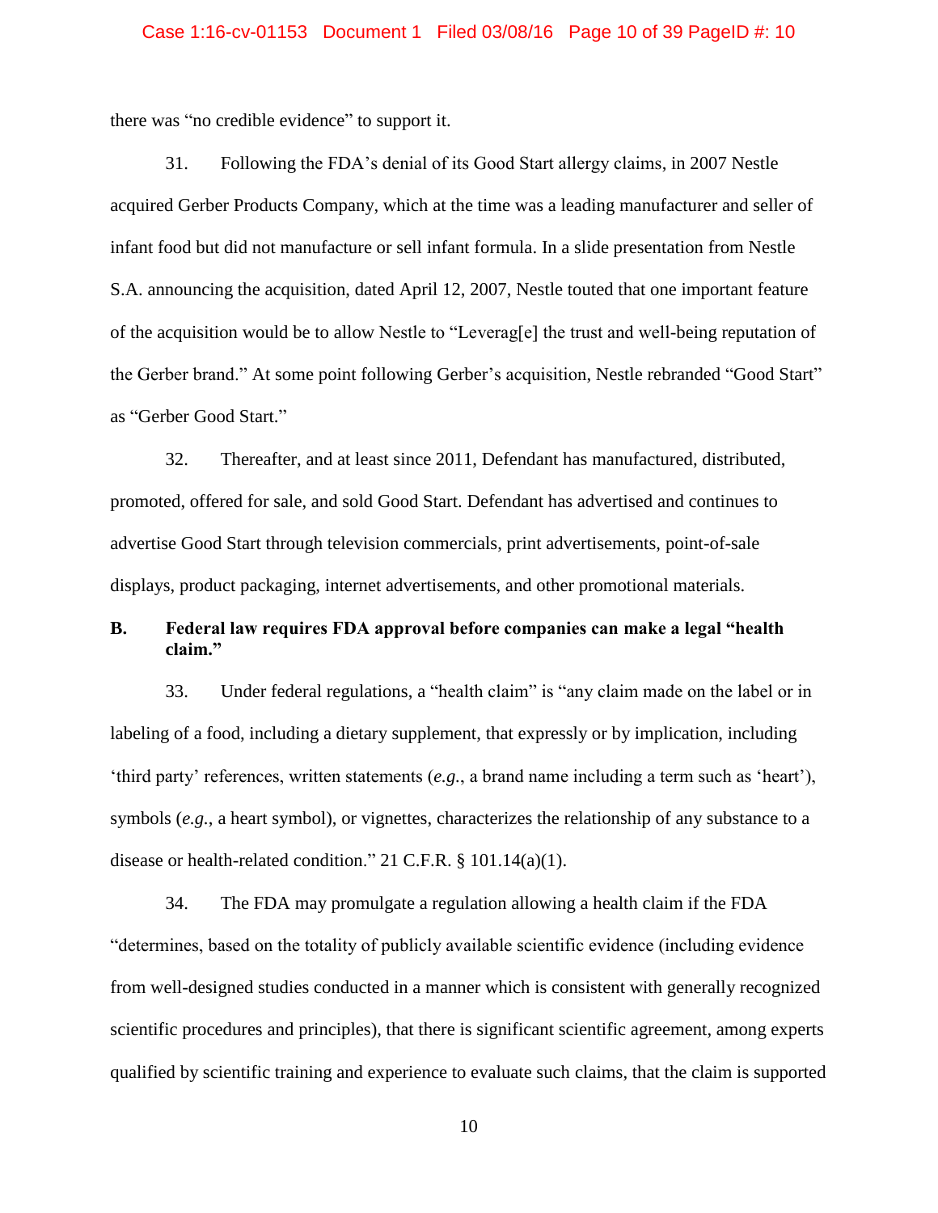there was "no credible evidence" to support it.

31. Following the FDA's denial of its Good Start allergy claims, in 2007 Nestle acquired Gerber Products Company, which at the time was a leading manufacturer and seller of infant food but did not manufacture or sell infant formula. In a slide presentation from Nestle S.A. announcing the acquisition, dated April 12, 2007, Nestle touted that one important feature of the acquisition would be to allow Nestle to "Leverag[e] the trust and well-being reputation of the Gerber brand." At some point following Gerber's acquisition, Nestle rebranded "Good Start" as "Gerber Good Start."

32. Thereafter, and at least since 2011, Defendant has manufactured, distributed, promoted, offered for sale, and sold Good Start. Defendant has advertised and continues to advertise Good Start through television commercials, print advertisements, point-of-sale displays, product packaging, internet advertisements, and other promotional materials.

### B. Federal law requires FDA approval before companies can make a legal "health claim."

33. Under federal regulations, a "health claim" is "any claim made on the label or in labeling of a food, including a dietary supplement, that expressly or by implication, including 'third party' references, written statements (*e.g.*, a brand name including a term such as 'heart'), symbols (*e.g.*, a heart symbol), or vignettes, characterizes the relationship of any substance to a disease or health-related condition." 21 C.F.R. § 101.14(a)(1).

34. The FDA may promulgate a regulation allowing a health claim if the FDA "determines, based on the totality of publicly available scientific evidence (including evidence from well-designed studies conducted in a manner which is consistent with generally recognized scientific procedures and principles), that there is significant scientific agreement, among experts qualified by scientific training and experience to evaluate such claims, that the claim is supported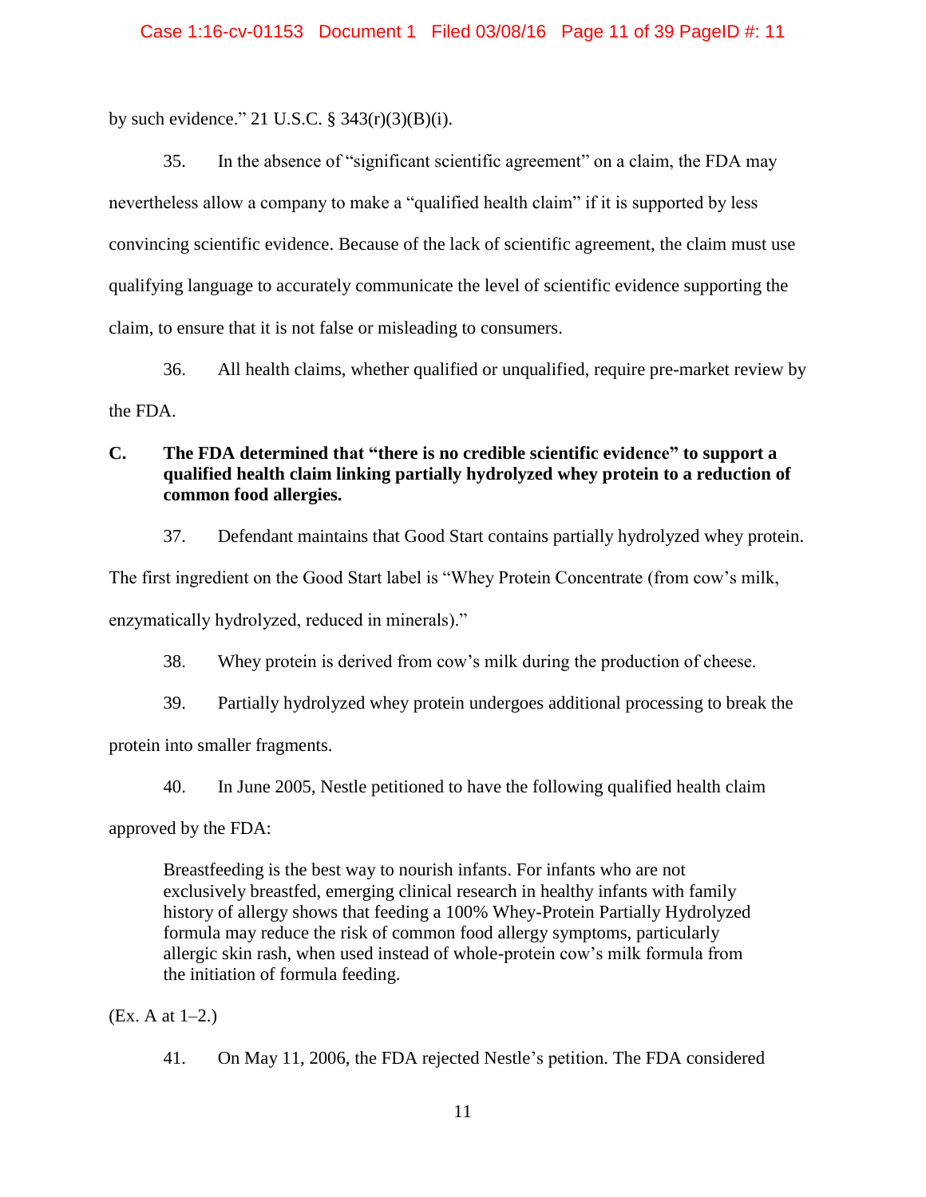by such evidence." 21 U.S.C. § 343(r)(3)(B)(i).

35. In the absence of "significant scientific agreement" on a claim, the FDA may nevertheless allow a company to make a "qualified health claim" if it is supported by less convincing scientific evidence. Because of the lack of scientific agreement, the claim must use qualifying language to accurately communicate the level of scientific evidence supporting the claim, to ensure that it is not false or misleading to consumers.

36. All health claims, whether qualified or unqualified, require pre-market review by the FDA.

### C. The FDA determined that "there is no credible scientific evidence" to support a qualified health claim linking partially hydrolyzed whey protein to a reduction of common food allergies.

37. Defendant maintains that Good Start contains partially hydrolyzed whey protein. The first ingredient on the Good Start label is "Whey Protein Concentrate (from cow's milk, enzymatically hydrolyzed, reduced in minerals)."

38. Whey protein is derived from cow's milk during the production of cheese.

39. Partially hydrolyzed whey protein undergoes additional processing to break the protein into smaller fragments.

40. In June 2005, Nestle petitioned to have the following qualified health claim approved by the FDA:

> Breastfeeding is the best way to nourish infants. For infants who are not exclusively breastfed, emerging clinical research in healthy infants with family history of allergy shows that feeding a 100% Whey-Protein Partially Hydrolyzed formula may reduce the risk of common food allergy symptoms, particularly allergic skin rash, when used instead of whole-protein cow's milk formula from the initiation of formula feeding.

(Ex. A at 1–2.)

41. On May 11, 2006, the FDA rejected Nestle's petition. The FDA considered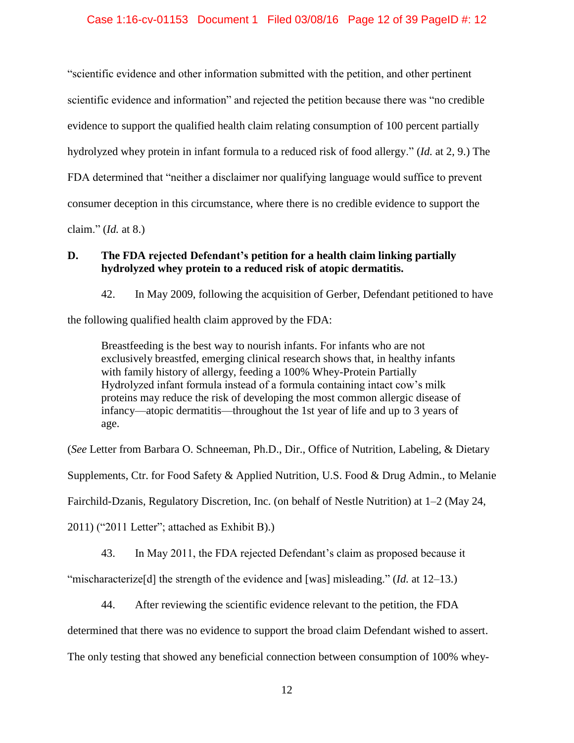"scientific evidence and other information submitted with the petition, and other pertinent scientific evidence and information" and rejected the petition because there was "no credible evidence to support the qualified health claim relating consumption of 100 percent partially hydrolyzed whey protein in infant formula to a reduced risk of food allergy." (*Id.* at 2, 9.) The FDA determined that "neither a disclaimer nor qualifying language would suffice to prevent consumer deception in this circumstance, where there is no credible evidence to support the claim." (*Id.* at 8.)

### D. The FDA rejected Defendant's petition for a health claim linking partially hydrolyzed whey protein to a reduced risk of atopic dermatitis.

42. In May 2009, following the acquisition of Gerber, Defendant petitioned to have the following qualified health claim approved by the FDA:

> Breastfeeding is the best way to nourish infants. For infants who are not exclusively breastfed, emerging clinical research shows that, in healthy infants with family history of allergy, feeding a 100% Whey-Protein Partially Hydrolyzed infant formula instead of a formula containing intact cow's milk proteins may reduce the risk of developing the most common allergic disease of infancy—atopic dermatitis—throughout the 1st year of life and up to 3 years of age.

(*See* Letter from Barbara O. Schneeman, Ph.D., Dir., Office of Nutrition, Labeling, & Dietary Supplements, Ctr. for Food Safety & Applied Nutrition, U.S. Food & Drug Admin., to Melanie Fairchild-Dzanis, Regulatory Discretion, Inc. (on behalf of Nestle Nutrition) at 1–2 (May 24, 2011) ("2011 Letter"; attached as Exhibit B).)

43. In May 2011, the FDA rejected Defendant's claim as proposed because it "mischaracterize[d] the strength of the evidence and [was] misleading." (*Id.* at 12–13.)

44. After reviewing the scientific evidence relevant to the petition, the FDA determined that there was no evidence to support the broad claim Defendant wished to assert. The only testing that showed any beneficial connection between consumption of 100% whey-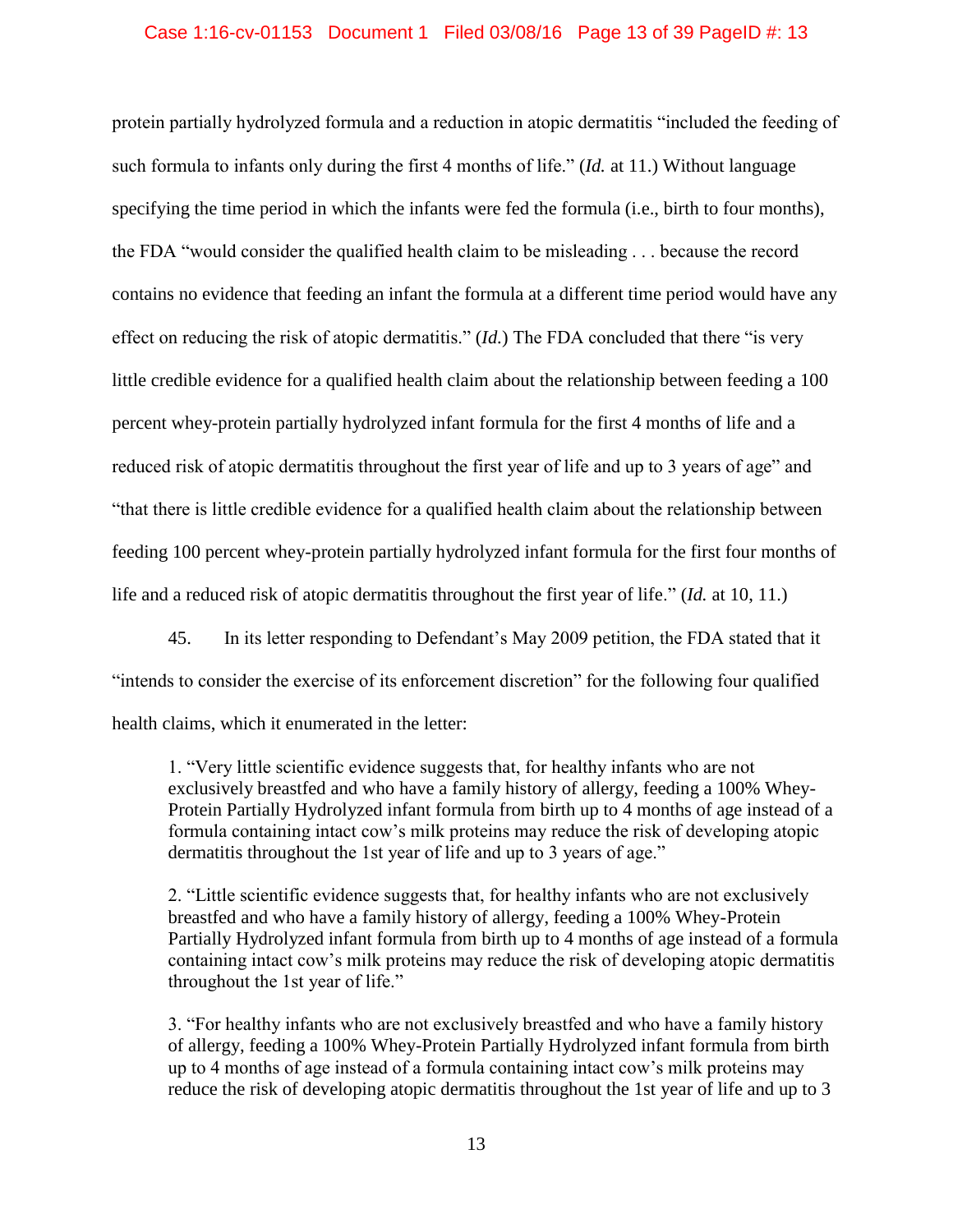protein partially hydrolyzed formula and a reduction in atopic dermatitis "included the feeding of such formula to infants only during the first 4 months of life." (*Id.* at 11.) Without language specifying the time period in which the infants were fed the formula (i.e., birth to four months), the FDA "would consider the qualified health claim to be misleading . . . because the record contains no evidence that feeding an infant the formula at a different time period would have any effect on reducing the risk of atopic dermatitis." (*Id.*) The FDA concluded that there "is very little credible evidence for a qualified health claim about the relationship between feeding a 100 percent whey-protein partially hydrolyzed infant formula for the first 4 months of life and a reduced risk of atopic dermatitis throughout the first year of life and up to 3 years of age" and "that there is little credible evidence for a qualified health claim about the relationship between feeding 100 percent whey-protein partially hydrolyzed infant formula for the first four months of life and a reduced risk of atopic dermatitis throughout the first year of life." (*Id.* at 10, 11.)

45. In its letter responding to Defendant's May 2009 petition, the FDA stated that it "intends to consider the exercise of its enforcement discretion" for the following four qualified health claims, which it enumerated in the letter:

> 1. "Very little scientific evidence suggests that, for healthy infants who are not exclusively breastfed and who have a family history of allergy, feeding a 100% Whey-Protein Partially Hydrolyzed infant formula from birth up to 4 months of age instead of a formula containing intact cow's milk proteins may reduce the risk of developing atopic dermatitis throughout the 1st year of life and up to 3 years of age."
>
> 2. "Little scientific evidence suggests that, for healthy infants who are not exclusively breastfed and who have a family history of allergy, feeding a 100% Whey-Protein Partially Hydrolyzed infant formula from birth up to 4 months of age instead of a formula containing intact cow's milk proteins may reduce the risk of developing atopic dermatitis throughout the 1st year of life."
>
> 3. "For healthy infants who are not exclusively breastfed and who have a family history of allergy, feeding a 100% Whey-Protein Partially Hydrolyzed infant formula from birth up to 4 months of age instead of a formula containing intact cow's milk proteins may reduce the risk of developing atopic dermatitis throughout the 1st year of life and up to 3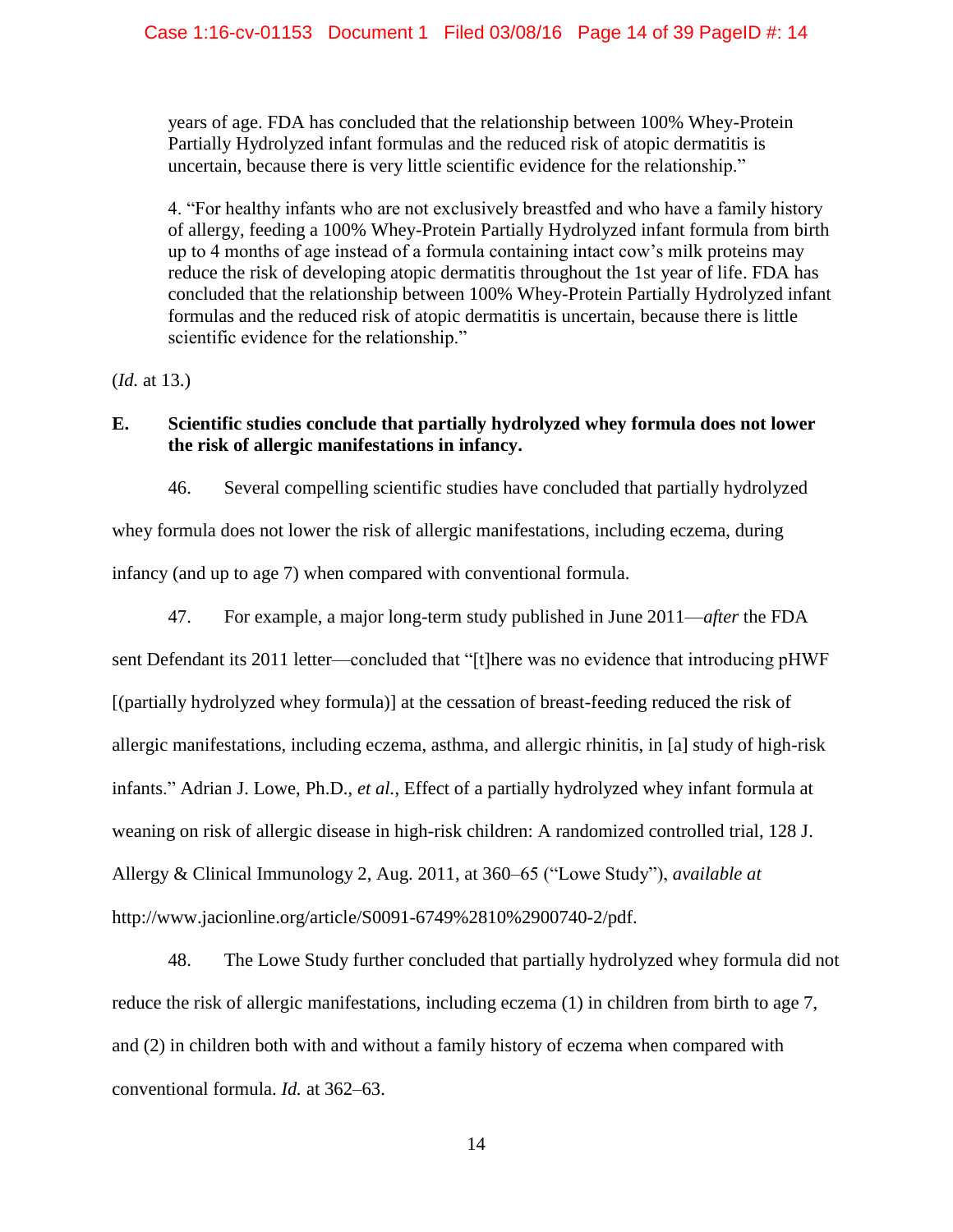> years of age. FDA has concluded that the relationship between 100% Whey-Protein Partially Hydrolyzed infant formulas and the reduced risk of atopic dermatitis is uncertain, because there is very little scientific evidence for the relationship."
>
> 4. "For healthy infants who are not exclusively breastfed and who have a family history of allergy, feeding a 100% Whey-Protein Partially Hydrolyzed infant formula from birth up to 4 months of age instead of a formula containing intact cow's milk proteins may reduce the risk of developing atopic dermatitis throughout the 1st year of life. FDA has concluded that the relationship between 100% Whey-Protein Partially Hydrolyzed infant formulas and the reduced risk of atopic dermatitis is uncertain, because there is little scientific evidence for the relationship."

(*Id.* at 13.)

### E. Scientific studies conclude that partially hydrolyzed whey formula does not lower the risk of allergic manifestations in infancy.

46. Several compelling scientific studies have concluded that partially hydrolyzed whey formula does not lower the risk of allergic manifestations, including eczema, during infancy (and up to age 7) when compared with conventional formula.

47. For example, a major long-term study published in June 2011—*after* the FDA sent Defendant its 2011 letter—concluded that "[t]here was no evidence that introducing pHWF [(partially hydrolyzed whey formula)] at the cessation of breast-feeding reduced the risk of allergic manifestations, including eczema, asthma, and allergic rhinitis, in [a] study of high-risk infants." Adrian J. Lowe, Ph.D., *et al.*, Effect of a partially hydrolyzed whey infant formula at weaning on risk of allergic disease in high-risk children: A randomized controlled trial, 128 J. Allergy & Clinical Immunology 2, Aug. 2011, at 360–65 ("Lowe Study"), *available at* http://www.jacionline.org/article/S0091-6749%2810%2900740-2/pdf.

48. The Lowe Study further concluded that partially hydrolyzed whey formula did not reduce the risk of allergic manifestations, including eczema (1) in children from birth to age 7, and (2) in children both with and without a family history of eczema when compared with conventional formula. *Id.* at 362–63.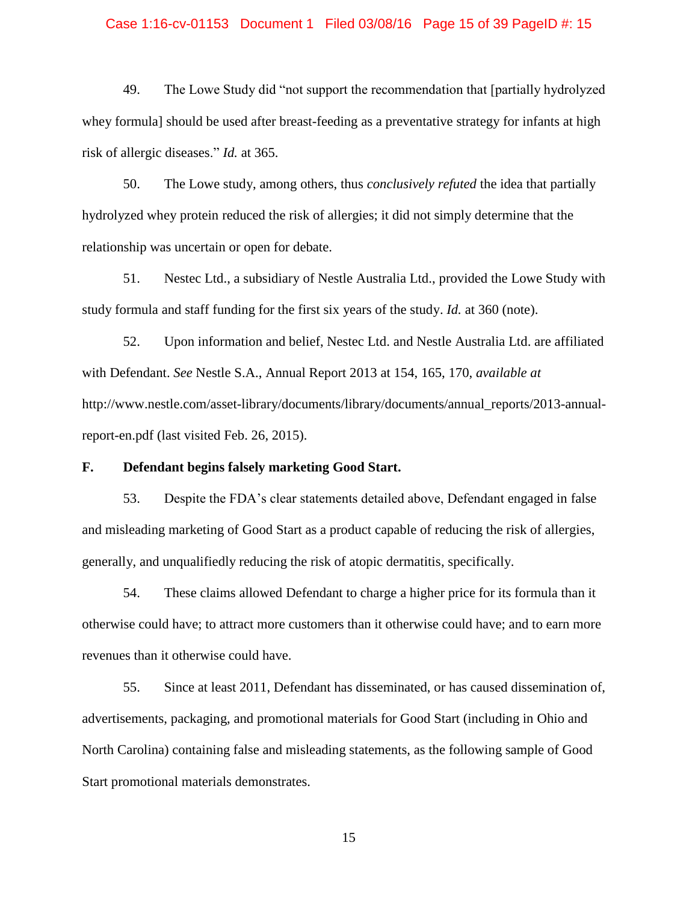49. The Lowe Study did "not support the recommendation that [partially hydrolyzed whey formula] should be used after breast-feeding as a preventative strategy for infants at high risk of allergic diseases." *Id.* at 365.

50. The Lowe study, among others, thus *conclusively refuted* the idea that partially hydrolyzed whey protein reduced the risk of allergies; it did not simply determine that the relationship was uncertain or open for debate.

51. Nestec Ltd., a subsidiary of Nestle Australia Ltd., provided the Lowe Study with study formula and staff funding for the first six years of the study. *Id.* at 360 (note).

52. Upon information and belief, Nestec Ltd. and Nestle Australia Ltd. are affiliated with Defendant. *See* Nestle S.A., Annual Report 2013 at 154, 165, 170, *available at* http://www.nestle.com/asset-library/documents/library/documents/annual_reports/2013-annual-report-en.pdf (last visited Feb. 26, 2015).

### F. Defendant begins falsely marketing Good Start.

53. Despite the FDA's clear statements detailed above, Defendant engaged in false and misleading marketing of Good Start as a product capable of reducing the risk of allergies, generally, and unqualifiedly reducing the risk of atopic dermatitis, specifically.

54. These claims allowed Defendant to charge a higher price for its formula than it otherwise could have; to attract more customers than it otherwise could have; and to earn more revenues than it otherwise could have.

55. Since at least 2011, Defendant has disseminated, or has caused dissemination of, advertisements, packaging, and promotional materials for Good Start (including in Ohio and North Carolina) containing false and misleading statements, as the following sample of Good Start promotional materials demonstrates.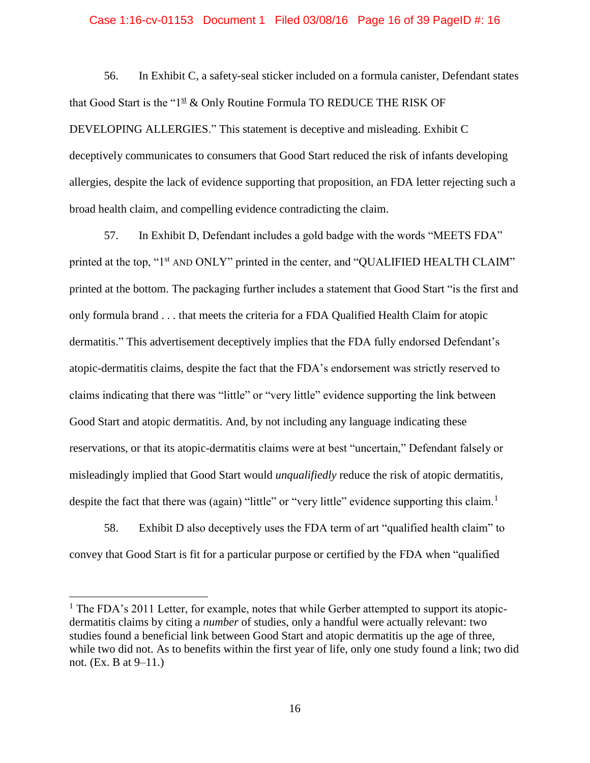56. In Exhibit C, a safety-seal sticker included on a formula canister, Defendant states that Good Start is the "1st & Only Routine Formula TO REDUCE THE RISK OF DEVELOPING ALLERGIES." This statement is deceptive and misleading. Exhibit C deceptively communicates to consumers that Good Start reduced the risk of infants developing allergies, despite the lack of evidence supporting that proposition, an FDA letter rejecting such a broad health claim, and compelling evidence contradicting the claim.

57. In Exhibit D, Defendant includes a gold badge with the words "MEETS FDA" printed at the top, "1st AND ONLY" printed in the center, and "QUALIFIED HEALTH CLAIM" printed at the bottom. The packaging further includes a statement that Good Start "is the first and only formula brand . . . that meets the criteria for a FDA Qualified Health Claim for atopic dermatitis." This advertisement deceptively implies that the FDA fully endorsed Defendant's atopic-dermatitis claims, despite the fact that the FDA's endorsement was strictly reserved to claims indicating that there was "little" or "very little" evidence supporting the link between Good Start and atopic dermatitis. And, by not including any language indicating these reservations, or that its atopic-dermatitis claims were at best "uncertain," Defendant falsely or misleadingly implied that Good Start would *unqualifiedly* reduce the risk of atopic dermatitis, despite the fact that there was (again) "little" or "very little" evidence supporting this claim.[1]

58. Exhibit D also deceptively uses the FDA term of art "qualified health claim" to convey that Good Start is fit for a particular purpose or certified by the FDA when "qualified

---

[1] The FDA's 2011 Letter, for example, notes that while Gerber attempted to support its atopic-dermatitis claims by citing a *number* of studies, only a handful were actually relevant: two studies found a beneficial link between Good Start and atopic dermatitis up the age of three, while two did not. As to benefits within the first year of life, only one study found a link; two did not. (Ex. B at 9–11.)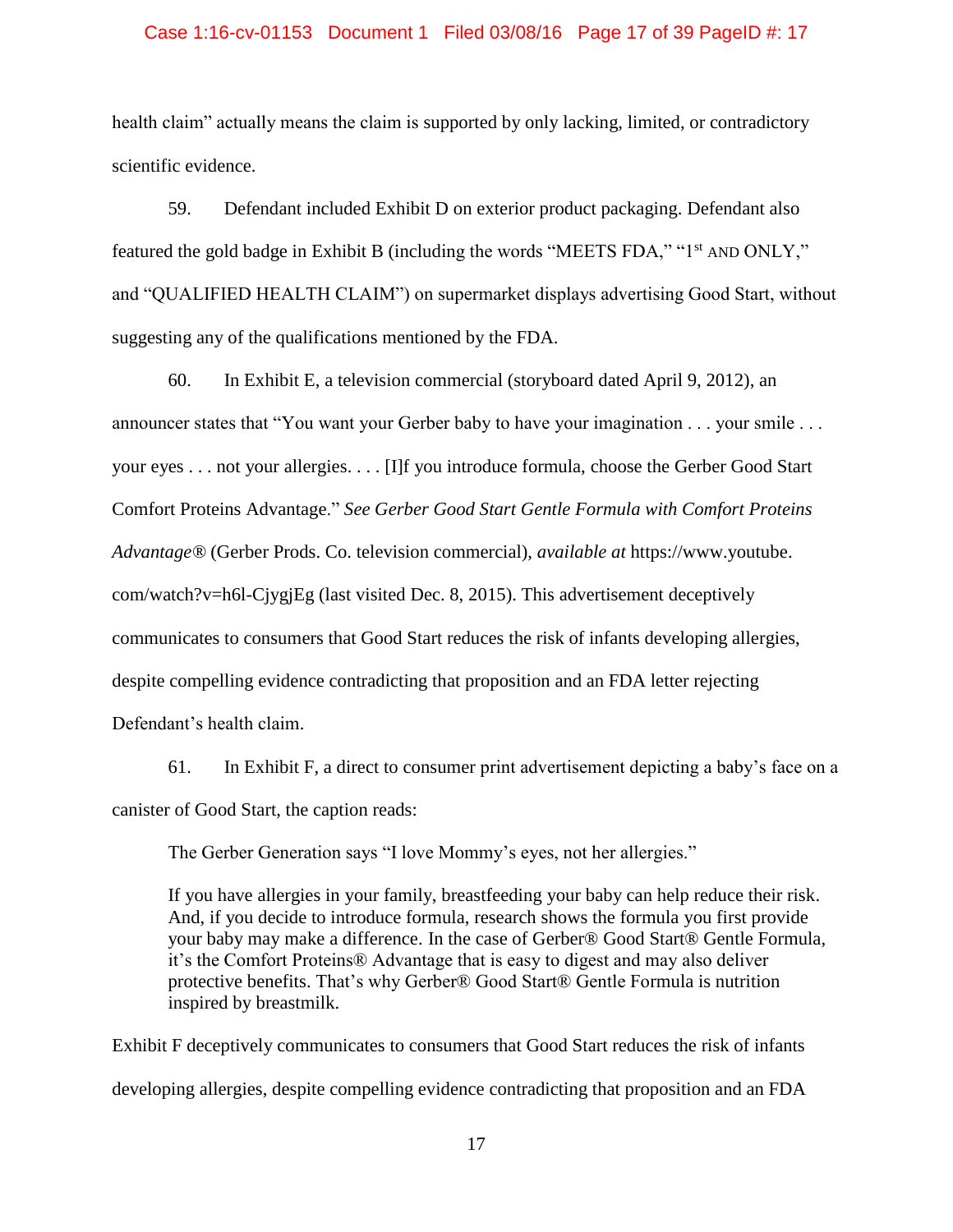health claim" actually means the claim is supported by only lacking, limited, or contradictory scientific evidence.

59. Defendant included Exhibit D on exterior product packaging. Defendant also featured the gold badge in Exhibit B (including the words "MEETS FDA," "1st AND ONLY," and "QUALIFIED HEALTH CLAIM") on supermarket displays advertising Good Start, without suggesting any of the qualifications mentioned by the FDA.

60. In Exhibit E, a television commercial (storyboard dated April 9, 2012), an announcer states that "You want your Gerber baby to have your imagination . . . your smile . . . your eyes . . . not your allergies. . . . [I]f you introduce formula, choose the Gerber Good Start Comfort Proteins Advantage." *See Gerber Good Start Gentle Formula with Comfort Proteins Advantage®* (Gerber Prods. Co. television commercial), *available at* https://www.youtube.com/watch?v=h6l-CjygjEg (last visited Dec. 8, 2015). This advertisement deceptively communicates to consumers that Good Start reduces the risk of infants developing allergies, despite compelling evidence contradicting that proposition and an FDA letter rejecting Defendant's health claim.

61. In Exhibit F, a direct to consumer print advertisement depicting a baby's face on a canister of Good Start, the caption reads:

> The Gerber Generation says "I love Mommy's eyes, not her allergies."
>
> If you have allergies in your family, breastfeeding your baby can help reduce their risk. And, if you decide to introduce formula, research shows the formula you first provide your baby may make a difference. In the case of Gerber® Good Start® Gentle Formula, it's the Comfort Proteins® Advantage that is easy to digest and may also deliver protective benefits. That's why Gerber® Good Start® Gentle Formula is nutrition inspired by breastmilk.

Exhibit F deceptively communicates to consumers that Good Start reduces the risk of infants developing allergies, despite compelling evidence contradicting that proposition and an FDA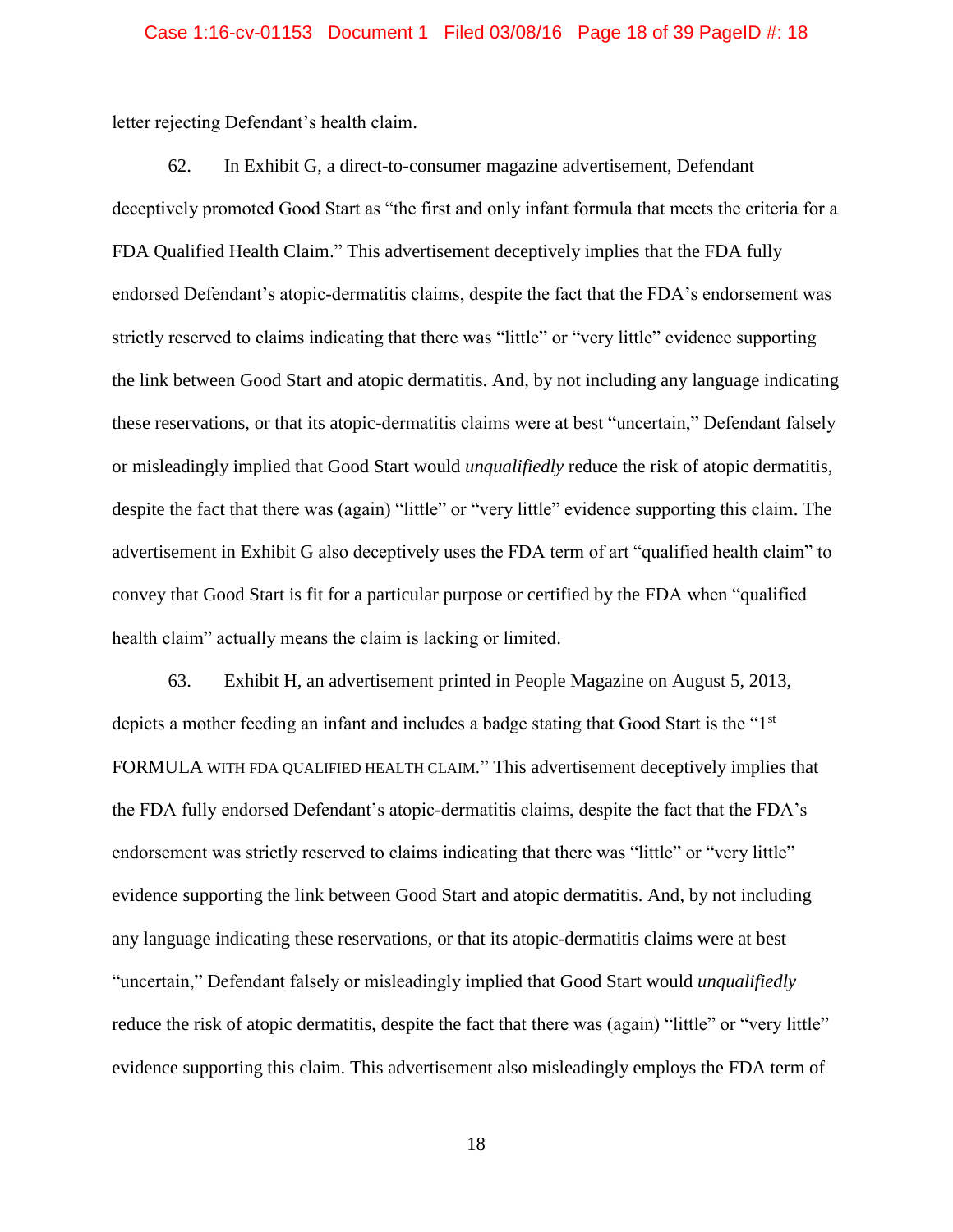letter rejecting Defendant's health claim.

62. In Exhibit G, a direct-to-consumer magazine advertisement, Defendant deceptively promoted Good Start as "the first and only infant formula that meets the criteria for a FDA Qualified Health Claim." This advertisement deceptively implies that the FDA fully endorsed Defendant's atopic-dermatitis claims, despite the fact that the FDA's endorsement was strictly reserved to claims indicating that there was "little" or "very little" evidence supporting the link between Good Start and atopic dermatitis. And, by not including any language indicating these reservations, or that its atopic-dermatitis claims were at best "uncertain," Defendant falsely or misleadingly implied that Good Start would *unqualifiedly* reduce the risk of atopic dermatitis, despite the fact that there was (again) "little" or "very little" evidence supporting this claim. The advertisement in Exhibit G also deceptively uses the FDA term of art "qualified health claim" to convey that Good Start is fit for a particular purpose or certified by the FDA when "qualified health claim" actually means the claim is lacking or limited.

63. Exhibit H, an advertisement printed in People Magazine on August 5, 2013, depicts a mother feeding an infant and includes a badge stating that Good Start is the "1st FORMULA WITH FDA QUALIFIED HEALTH CLAIM." This advertisement deceptively implies that the FDA fully endorsed Defendant's atopic-dermatitis claims, despite the fact that the FDA's endorsement was strictly reserved to claims indicating that there was "little" or "very little" evidence supporting the link between Good Start and atopic dermatitis. And, by not including any language indicating these reservations, or that its atopic-dermatitis claims were at best "uncertain," Defendant falsely or misleadingly implied that Good Start would *unqualifiedly* reduce the risk of atopic dermatitis, despite the fact that there was (again) "little" or "very little" evidence supporting this claim. This advertisement also misleadingly employs the FDA term of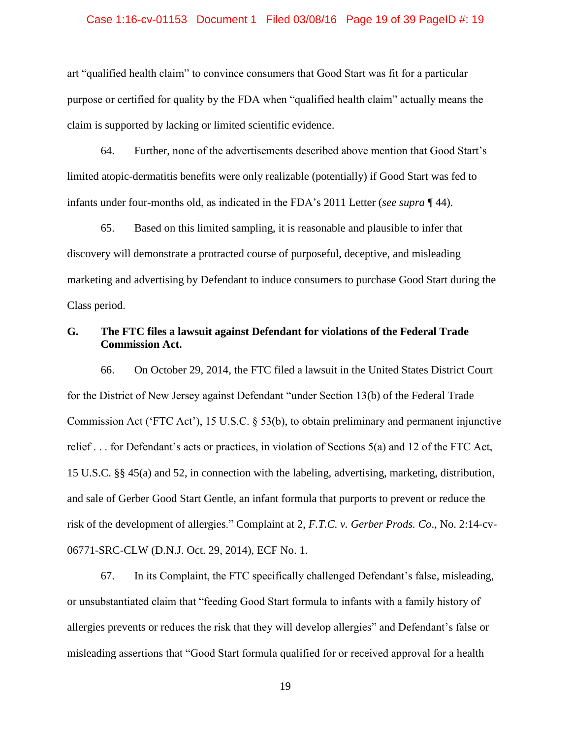art "qualified health claim" to convince consumers that Good Start was fit for a particular purpose or certified for quality by the FDA when "qualified health claim" actually means the claim is supported by lacking or limited scientific evidence.

64. Further, none of the advertisements described above mention that Good Start's limited atopic-dermatitis benefits were only realizable (potentially) if Good Start was fed to infants under four-months old, as indicated in the FDA's 2011 Letter (*see supra* ¶ 44).

65. Based on this limited sampling, it is reasonable and plausible to infer that discovery will demonstrate a protracted course of purposeful, deceptive, and misleading marketing and advertising by Defendant to induce consumers to purchase Good Start during the Class period.

### G. The FTC files a lawsuit against Defendant for violations of the Federal Trade Commission Act.

66. On October 29, 2014, the FTC filed a lawsuit in the United States District Court for the District of New Jersey against Defendant "under Section 13(b) of the Federal Trade Commission Act ('FTC Act'), 15 U.S.C. § 53(b), to obtain preliminary and permanent injunctive relief . . . for Defendant's acts or practices, in violation of Sections 5(a) and 12 of the FTC Act, 15 U.S.C. §§ 45(a) and 52, in connection with the labeling, advertising, marketing, distribution, and sale of Gerber Good Start Gentle, an infant formula that purports to prevent or reduce the risk of the development of allergies." Complaint at 2, *F.T.C. v. Gerber Prods. Co*., No. 2:14-cv-06771-SRC-CLW (D.N.J. Oct. 29, 2014), ECF No. 1.

67. In its Complaint, the FTC specifically challenged Defendant's false, misleading, or unsubstantiated claim that "feeding Good Start formula to infants with a family history of allergies prevents or reduces the risk that they will develop allergies" and Defendant's false or misleading assertions that "Good Start formula qualified for or received approval for a health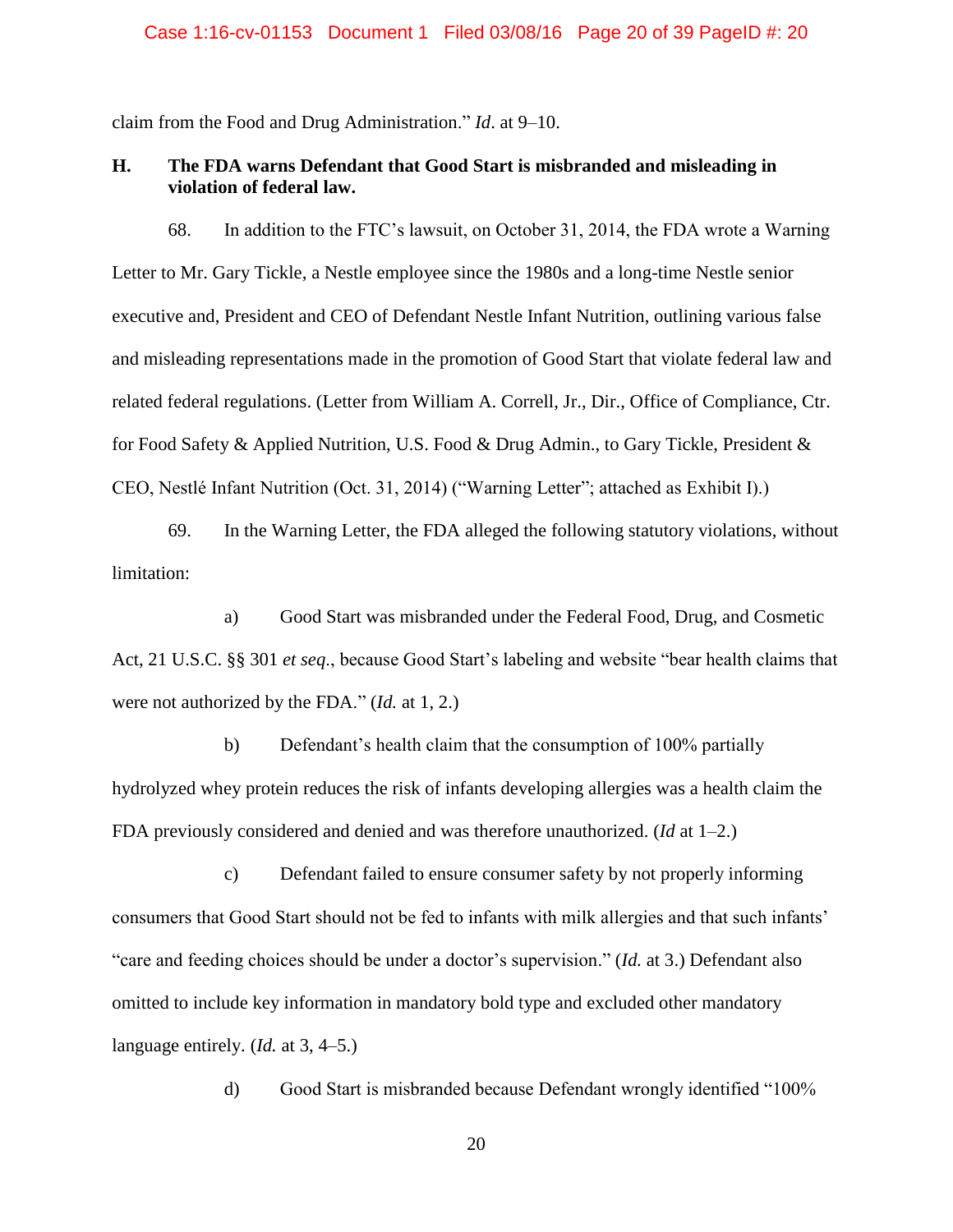claim from the Food and Drug Administration." *Id*. at 9–10.

### H. The FDA warns Defendant that Good Start is misbranded and misleading in violation of federal law.

68. In addition to the FTC's lawsuit, on October 31, 2014, the FDA wrote a Warning Letter to Mr. Gary Tickle, a Nestle employee since the 1980s and a long-time Nestle senior executive and, President and CEO of Defendant Nestle Infant Nutrition, outlining various false and misleading representations made in the promotion of Good Start that violate federal law and related federal regulations. (Letter from William A. Correll, Jr., Dir., Office of Compliance, Ctr. for Food Safety & Applied Nutrition, U.S. Food & Drug Admin., to Gary Tickle, President & CEO, Nestlé Infant Nutrition (Oct. 31, 2014) ("Warning Letter"; attached as Exhibit I).)

69. In the Warning Letter, the FDA alleged the following statutory violations, without limitation:

a) Good Start was misbranded under the Federal Food, Drug, and Cosmetic Act, 21 U.S.C. §§ 301 *et seq*., because Good Start's labeling and website "bear health claims that were not authorized by the FDA." (*Id.* at 1, 2.)

b) Defendant's health claim that the consumption of 100% partially hydrolyzed whey protein reduces the risk of infants developing allergies was a health claim the FDA previously considered and denied and was therefore unauthorized. (*Id* at 1–2.)

c) Defendant failed to ensure consumer safety by not properly informing consumers that Good Start should not be fed to infants with milk allergies and that such infants' "care and feeding choices should be under a doctor's supervision." (*Id.* at 3.) Defendant also omitted to include key information in mandatory bold type and excluded other mandatory language entirely. (*Id.* at 3, 4–5.)

d) Good Start is misbranded because Defendant wrongly identified "100%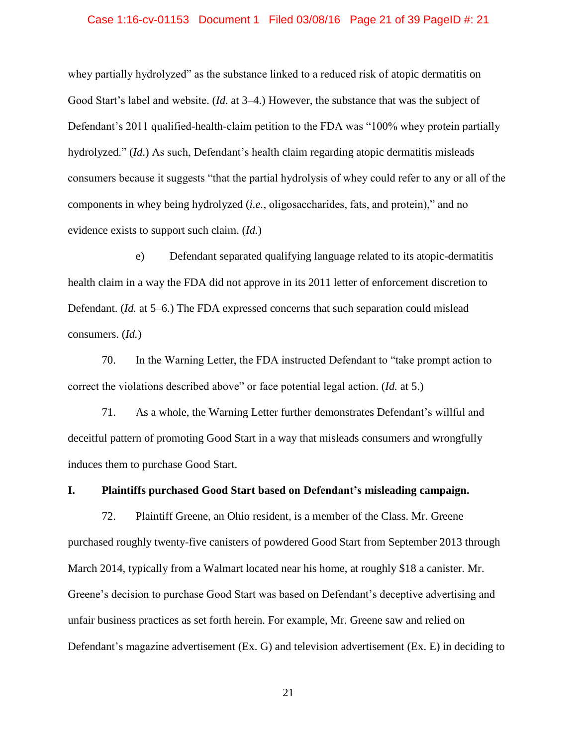whey partially hydrolyzed" as the substance linked to a reduced risk of atopic dermatitis on Good Start's label and website. (*Id.* at 3–4.) However, the substance that was the subject of Defendant's 2011 qualified-health-claim petition to the FDA was "100% whey protein partially hydrolyzed." (*Id.*) As such, Defendant's health claim regarding atopic dermatitis misleads consumers because it suggests "that the partial hydrolysis of whey could refer to any or all of the components in whey being hydrolyzed (*i.e.*, oligosaccharides, fats, and protein)," and no evidence exists to support such claim. (*Id.*)

e) Defendant separated qualifying language related to its atopic-dermatitis health claim in a way the FDA did not approve in its 2011 letter of enforcement discretion to Defendant. (*Id.* at 5–6.) The FDA expressed concerns that such separation could mislead consumers. (*Id.*)

70. In the Warning Letter, the FDA instructed Defendant to "take prompt action to correct the violations described above" or face potential legal action. (*Id.* at 5.)

71. As a whole, the Warning Letter further demonstrates Defendant's willful and deceitful pattern of promoting Good Start in a way that misleads consumers and wrongfully induces them to purchase Good Start.

## I. Plaintiffs purchased Good Start based on Defendant's misleading campaign.

72. Plaintiff Greene, an Ohio resident, is a member of the Class. Mr. Greene purchased roughly twenty-five canisters of powdered Good Start from September 2013 through March 2014, typically from a Walmart located near his home, at roughly $18 a canister. Mr. Greene's decision to purchase Good Start was based on Defendant's deceptive advertising and unfair business practices as set forth herein. For example, Mr. Greene saw and relied on Defendant's magazine advertisement (Ex. G) and television advertisement (Ex. E) in deciding to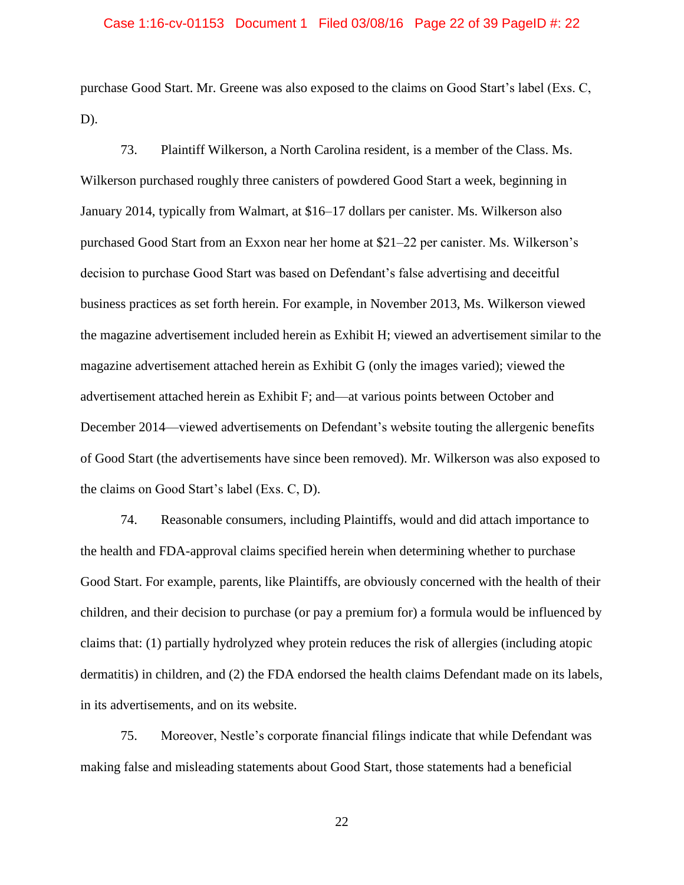purchase Good Start. Mr. Greene was also exposed to the claims on Good Start's label (Exs. C, D).

73. Plaintiff Wilkerson, a North Carolina resident, is a member of the Class. Ms. Wilkerson purchased roughly three canisters of powdered Good Start a week, beginning in January 2014, typically from Walmart, at $16–17 dollars per canister. Ms. Wilkerson also purchased Good Start from an Exxon near her home at $21–22 per canister. Ms. Wilkerson's decision to purchase Good Start was based on Defendant's false advertising and deceitful business practices as set forth herein. For example, in November 2013, Ms. Wilkerson viewed the magazine advertisement included herein as Exhibit H; viewed an advertisement similar to the magazine advertisement attached herein as Exhibit G (only the images varied); viewed the advertisement attached herein as Exhibit F; and—at various points between October and December 2014—viewed advertisements on Defendant's website touting the allergenic benefits of Good Start (the advertisements have since been removed). Mr. Wilkerson was also exposed to the claims on Good Start's label (Exs. C, D).

74. Reasonable consumers, including Plaintiffs, would and did attach importance to the health and FDA-approval claims specified herein when determining whether to purchase Good Start. For example, parents, like Plaintiffs, are obviously concerned with the health of their children, and their decision to purchase (or pay a premium for) a formula would be influenced by claims that: (1) partially hydrolyzed whey protein reduces the risk of allergies (including atopic dermatitis) in children, and (2) the FDA endorsed the health claims Defendant made on its labels, in its advertisements, and on its website.

75. Moreover, Nestle's corporate financial filings indicate that while Defendant was making false and misleading statements about Good Start, those statements had a beneficial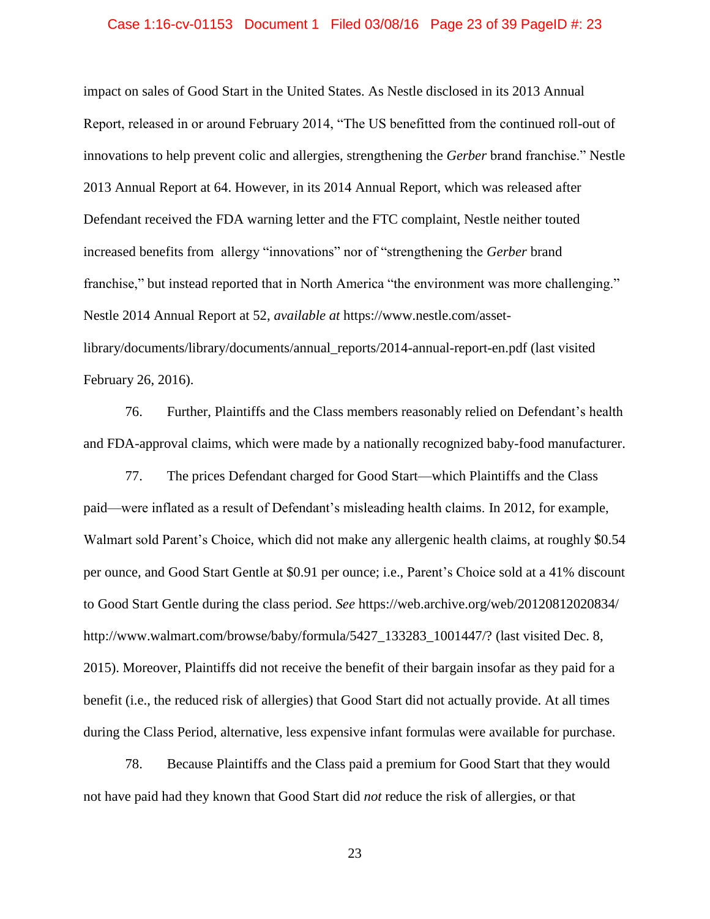impact on sales of Good Start in the United States. As Nestle disclosed in its 2013 Annual Report, released in or around February 2014, "The US benefitted from the continued roll-out of innovations to help prevent colic and allergies, strengthening the *Gerber* brand franchise." Nestle 2013 Annual Report at 64. However, in its 2014 Annual Report, which was released after Defendant received the FDA warning letter and the FTC complaint, Nestle neither touted increased benefits from allergy "innovations" nor of "strengthening the *Gerber* brand franchise," but instead reported that in North America "the environment was more challenging." Nestle 2014 Annual Report at 52, *available at* https://www.nestle.com/asset-library/documents/library/documents/annual_reports/2014-annual-report-en.pdf (last visited February 26, 2016).

76. Further, Plaintiffs and the Class members reasonably relied on Defendant's health and FDA-approval claims, which were made by a nationally recognized baby-food manufacturer.

77. The prices Defendant charged for Good Start—which Plaintiffs and the Class paid—were inflated as a result of Defendant's misleading health claims. In 2012, for example, Walmart sold Parent's Choice, which did not make any allergenic health claims, at roughly $0.54 per ounce, and Good Start Gentle at $0.91 per ounce; i.e., Parent's Choice sold at a 41% discount to Good Start Gentle during the class period. *See* https://web.archive.org/web/20120812020834/http://www.walmart.com/browse/baby/formula/5427_133283_1001447/? (last visited Dec. 8, 2015). Moreover, Plaintiffs did not receive the benefit of their bargain insofar as they paid for a benefit (i.e., the reduced risk of allergies) that Good Start did not actually provide. At all times during the Class Period, alternative, less expensive infant formulas were available for purchase.

78. Because Plaintiffs and the Class paid a premium for Good Start that they would not have paid had they known that Good Start did *not* reduce the risk of allergies, or that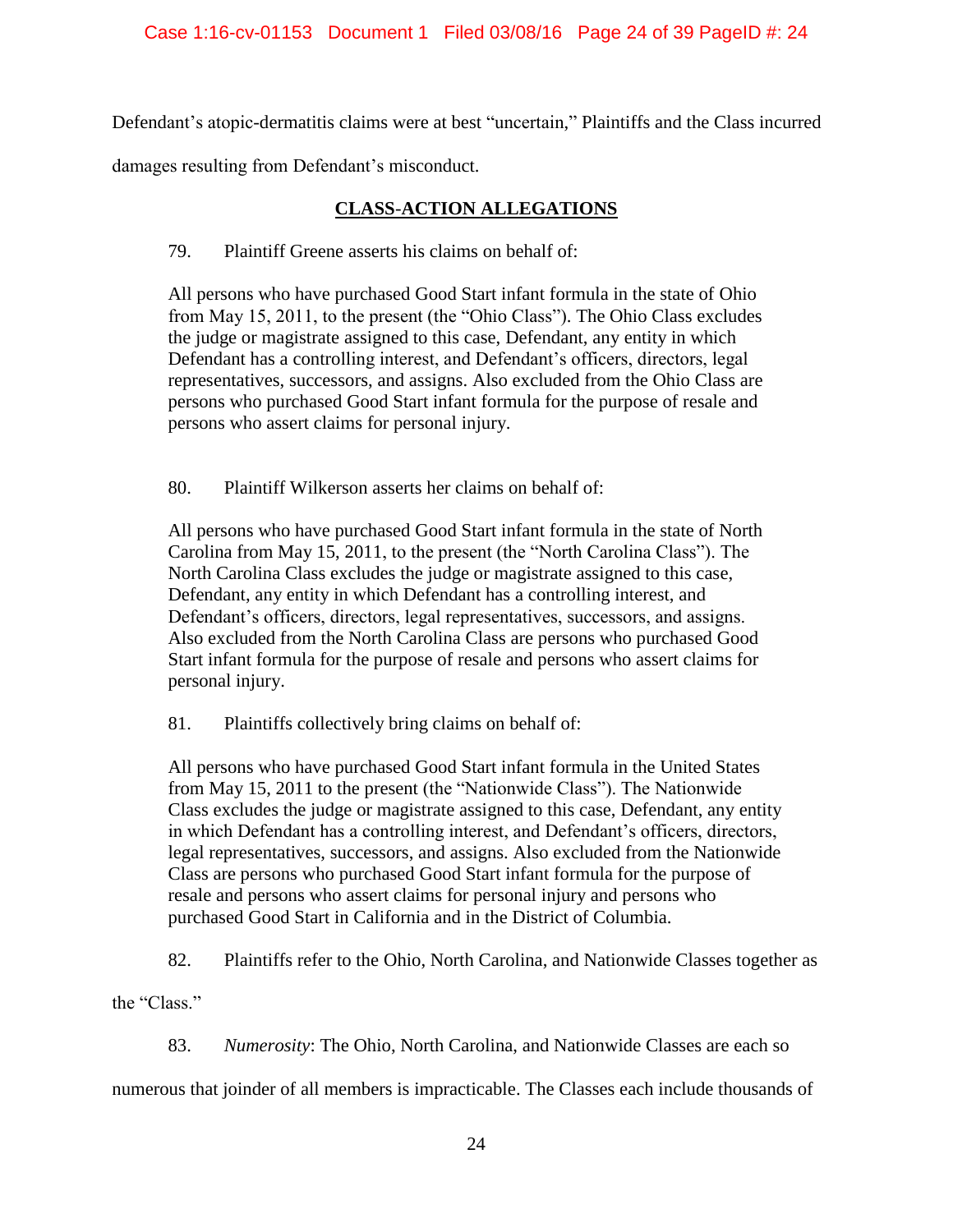Defendant's atopic-dermatitis claims were at best "uncertain," Plaintiffs and the Class incurred damages resulting from Defendant's misconduct.

## **CLASS-ACTION ALLEGATIONS**

79. Plaintiff Greene asserts his claims on behalf of:

> All persons who have purchased Good Start infant formula in the state of Ohio from May 15, 2011, to the present (the "Ohio Class"). The Ohio Class excludes the judge or magistrate assigned to this case, Defendant, any entity in which Defendant has a controlling interest, and Defendant's officers, directors, legal representatives, successors, and assigns. Also excluded from the Ohio Class are persons who purchased Good Start infant formula for the purpose of resale and persons who assert claims for personal injury.

80. Plaintiff Wilkerson asserts her claims on behalf of:

> All persons who have purchased Good Start infant formula in the state of North Carolina from May 15, 2011, to the present (the "North Carolina Class"). The North Carolina Class excludes the judge or magistrate assigned to this case, Defendant, any entity in which Defendant has a controlling interest, and Defendant's officers, directors, legal representatives, successors, and assigns. Also excluded from the North Carolina Class are persons who purchased Good Start infant formula for the purpose of resale and persons who assert claims for personal injury.

81. Plaintiffs collectively bring claims on behalf of:

> All persons who have purchased Good Start infant formula in the United States from May 15, 2011 to the present (the "Nationwide Class"). The Nationwide Class excludes the judge or magistrate assigned to this case, Defendant, any entity in which Defendant has a controlling interest, and Defendant's officers, directors, legal representatives, successors, and assigns. Also excluded from the Nationwide Class are persons who purchased Good Start infant formula for the purpose of resale and persons who assert claims for personal injury and persons who purchased Good Start in California and in the District of Columbia.

82. Plaintiffs refer to the Ohio, North Carolina, and Nationwide Classes together as the "Class."

83. *Numerosity*: The Ohio, North Carolina, and Nationwide Classes are each so numerous that joinder of all members is impracticable. The Classes each include thousands of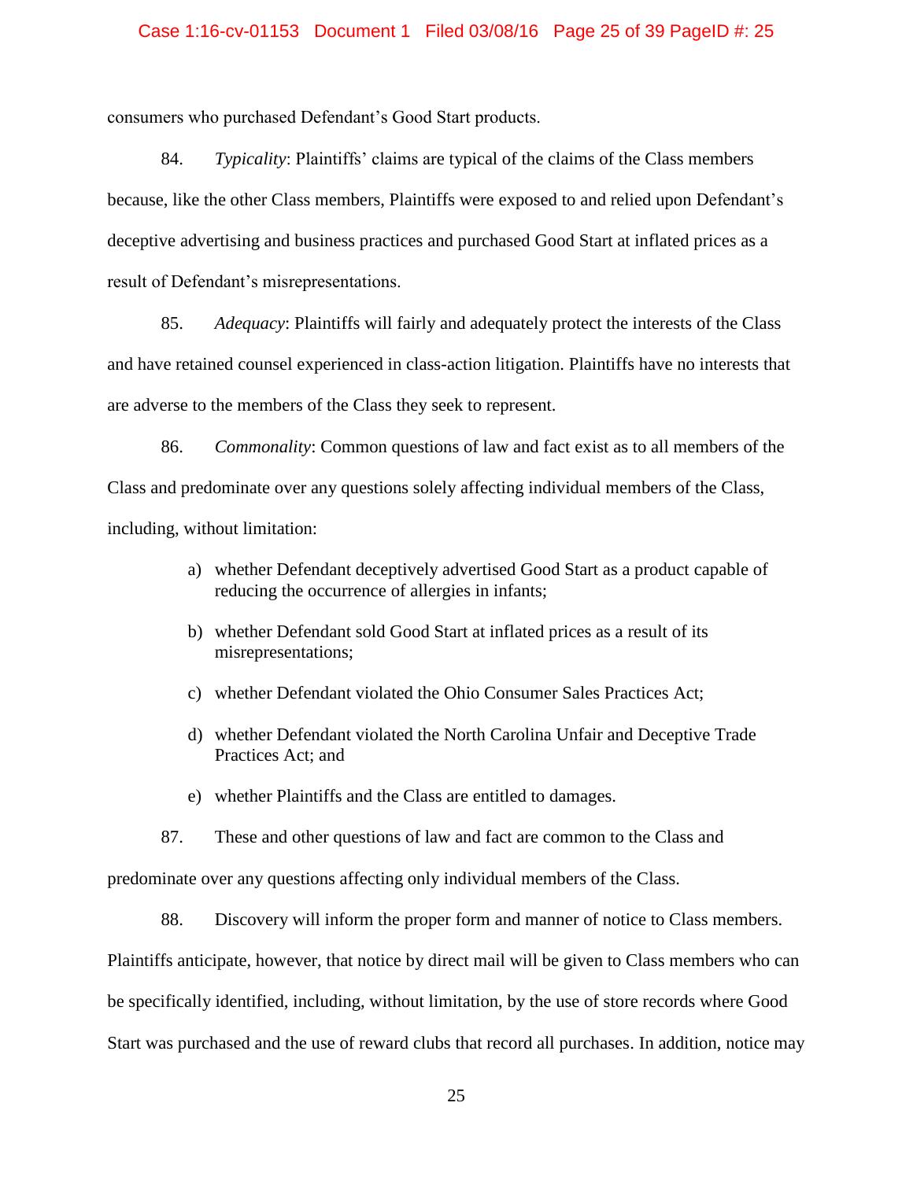consumers who purchased Defendant's Good Start products.

84. *Typicality*: Plaintiffs' claims are typical of the claims of the Class members because, like the other Class members, Plaintiffs were exposed to and relied upon Defendant's deceptive advertising and business practices and purchased Good Start at inflated prices as a result of Defendant's misrepresentations.

85. *Adequacy*: Plaintiffs will fairly and adequately protect the interests of the Class and have retained counsel experienced in class-action litigation. Plaintiffs have no interests that are adverse to the members of the Class they seek to represent.

86. *Commonality*: Common questions of law and fact exist as to all members of the Class and predominate over any questions solely affecting individual members of the Class, including, without limitation:

a) whether Defendant deceptively advertised Good Start as a product capable of reducing the occurrence of allergies in infants;

b) whether Defendant sold Good Start at inflated prices as a result of its misrepresentations;

c) whether Defendant violated the Ohio Consumer Sales Practices Act;

d) whether Defendant violated the North Carolina Unfair and Deceptive Trade Practices Act; and

e) whether Plaintiffs and the Class are entitled to damages.

87. These and other questions of law and fact are common to the Class and predominate over any questions affecting only individual members of the Class.

88. Discovery will inform the proper form and manner of notice to Class members. Plaintiffs anticipate, however, that notice by direct mail will be given to Class members who can be specifically identified, including, without limitation, by the use of store records where Good Start was purchased and the use of reward clubs that record all purchases. In addition, notice may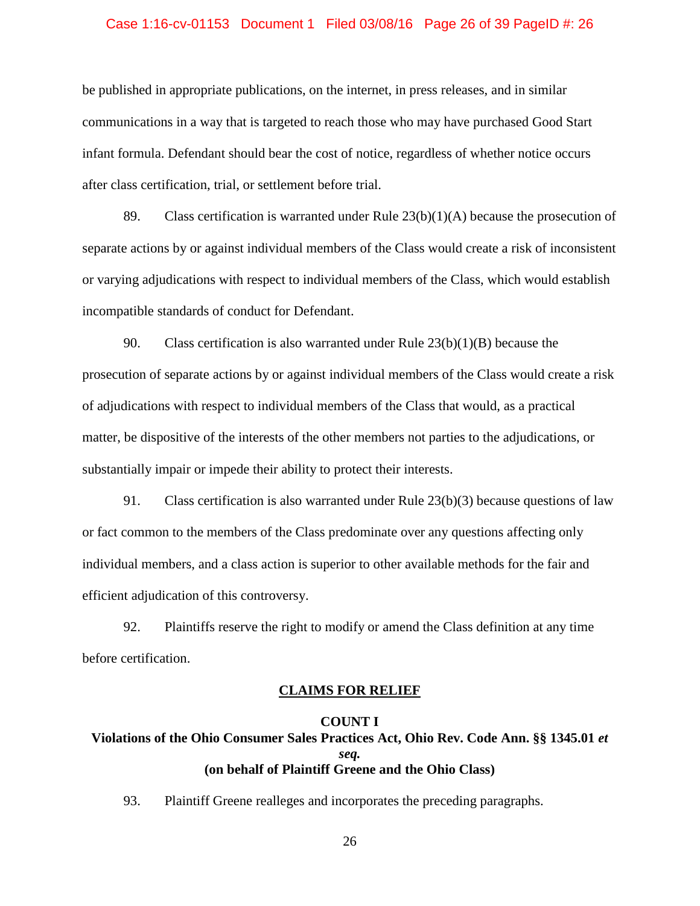be published in appropriate publications, on the internet, in press releases, and in similar communications in a way that is targeted to reach those who may have purchased Good Start infant formula. Defendant should bear the cost of notice, regardless of whether notice occurs after class certification, trial, or settlement before trial.

89. Class certification is warranted under Rule 23(b)(1)(A) because the prosecution of separate actions by or against individual members of the Class would create a risk of inconsistent or varying adjudications with respect to individual members of the Class, which would establish incompatible standards of conduct for Defendant.

90. Class certification is also warranted under Rule 23(b)(1)(B) because the prosecution of separate actions by or against individual members of the Class would create a risk of adjudications with respect to individual members of the Class that would, as a practical matter, be dispositive of the interests of the other members not parties to the adjudications, or substantially impair or impede their ability to protect their interests.

91. Class certification is also warranted under Rule 23(b)(3) because questions of law or fact common to the members of the Class predominate over any questions affecting only individual members, and a class action is superior to other available methods for the fair and efficient adjudication of this controversy.

92. Plaintiffs reserve the right to modify or amend the Class definition at any time before certification.

## CLAIMS FOR RELIEF

### COUNT I
### Violations of the Ohio Consumer Sales Practices Act, Ohio Rev. Code Ann. §§ 1345.01 *et seq.*
### (on behalf of Plaintiff Greene and the Ohio Class)

93. Plaintiff Greene realleges and incorporates the preceding paragraphs.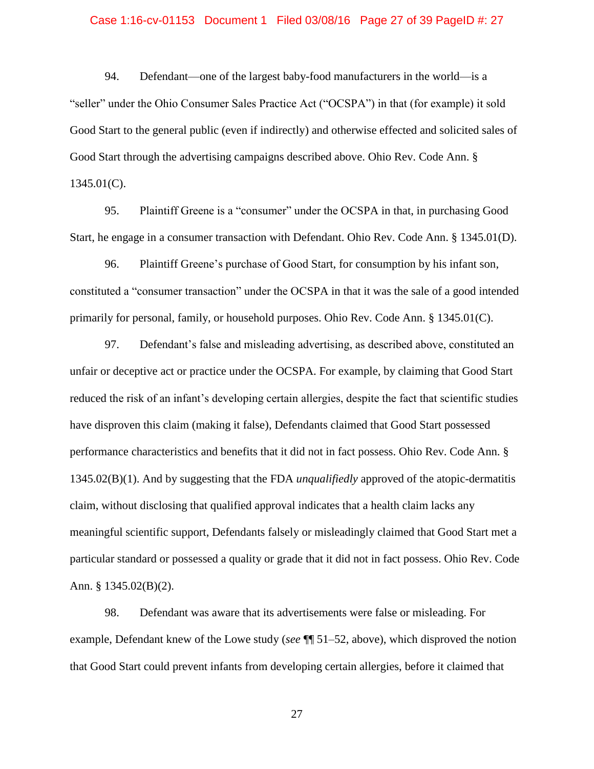94. Defendant—one of the largest baby-food manufacturers in the world—is a "seller" under the Ohio Consumer Sales Practice Act ("OCSPA") in that (for example) it sold Good Start to the general public (even if indirectly) and otherwise effected and solicited sales of Good Start through the advertising campaigns described above. Ohio Rev. Code Ann. § 1345.01(C).

95. Plaintiff Greene is a "consumer" under the OCSPA in that, in purchasing Good Start, he engage in a consumer transaction with Defendant. Ohio Rev. Code Ann. § 1345.01(D).

96. Plaintiff Greene's purchase of Good Start, for consumption by his infant son, constituted a "consumer transaction" under the OCSPA in that it was the sale of a good intended primarily for personal, family, or household purposes. Ohio Rev. Code Ann. § 1345.01(C).

97. Defendant's false and misleading advertising, as described above, constituted an unfair or deceptive act or practice under the OCSPA. For example, by claiming that Good Start reduced the risk of an infant's developing certain allergies, despite the fact that scientific studies have disproven this claim (making it false), Defendants claimed that Good Start possessed performance characteristics and benefits that it did not in fact possess. Ohio Rev. Code Ann. § 1345.02(B)(1). And by suggesting that the FDA *unqualifiedly* approved of the atopic-dermatitis claim, without disclosing that qualified approval indicates that a health claim lacks any meaningful scientific support, Defendants falsely or misleadingly claimed that Good Start met a particular standard or possessed a quality or grade that it did not in fact possess. Ohio Rev. Code Ann. § 1345.02(B)(2).

98. Defendant was aware that its advertisements were false or misleading. For example, Defendant knew of the Lowe study (*see* ¶¶ 51–52, above), which disproved the notion that Good Start could prevent infants from developing certain allergies, before it claimed that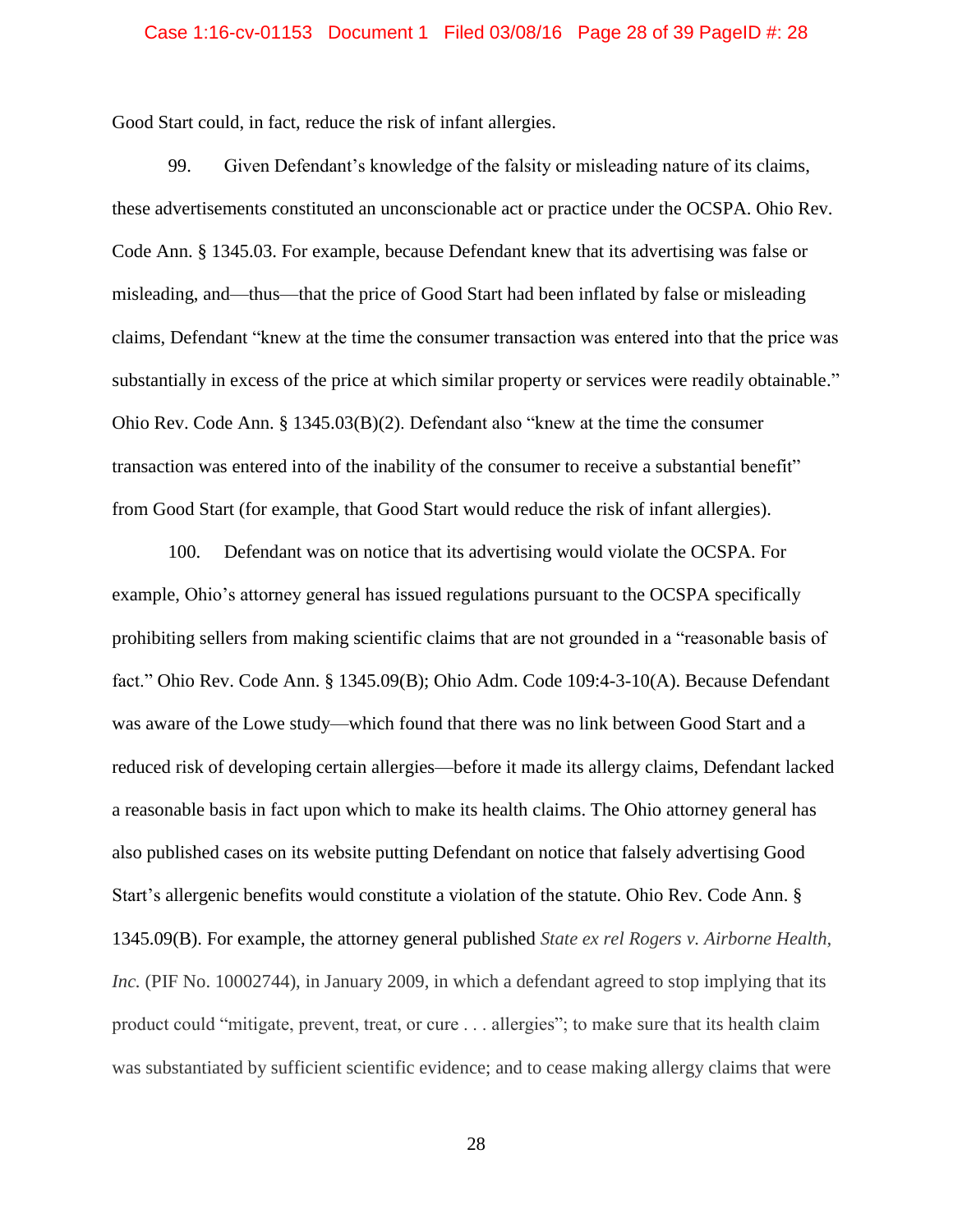Good Start could, in fact, reduce the risk of infant allergies.

99. Given Defendant's knowledge of the falsity or misleading nature of its claims, these advertisements constituted an unconscionable act or practice under the OCSPA. Ohio Rev. Code Ann. § 1345.03. For example, because Defendant knew that its advertising was false or misleading, and—thus—that the price of Good Start had been inflated by false or misleading claims, Defendant "knew at the time the consumer transaction was entered into that the price was substantially in excess of the price at which similar property or services were readily obtainable." Ohio Rev. Code Ann. § 1345.03(B)(2). Defendant also "knew at the time the consumer transaction was entered into of the inability of the consumer to receive a substantial benefit" from Good Start (for example, that Good Start would reduce the risk of infant allergies).

100. Defendant was on notice that its advertising would violate the OCSPA. For example, Ohio's attorney general has issued regulations pursuant to the OCSPA specifically prohibiting sellers from making scientific claims that are not grounded in a "reasonable basis of fact." Ohio Rev. Code Ann. § 1345.09(B); Ohio Adm. Code 109:4-3-10(A). Because Defendant was aware of the Lowe study—which found that there was no link between Good Start and a reduced risk of developing certain allergies—before it made its allergy claims, Defendant lacked a reasonable basis in fact upon which to make its health claims. The Ohio attorney general has also published cases on its website putting Defendant on notice that falsely advertising Good Start's allergenic benefits would constitute a violation of the statute. Ohio Rev. Code Ann. § 1345.09(B). For example, the attorney general published *State ex rel Rogers v. Airborne Health, Inc.* (PIF No. 10002744), in January 2009, in which a defendant agreed to stop implying that its product could "mitigate, prevent, treat, or cure . . . allergies"; to make sure that its health claim was substantiated by sufficient scientific evidence; and to cease making allergy claims that were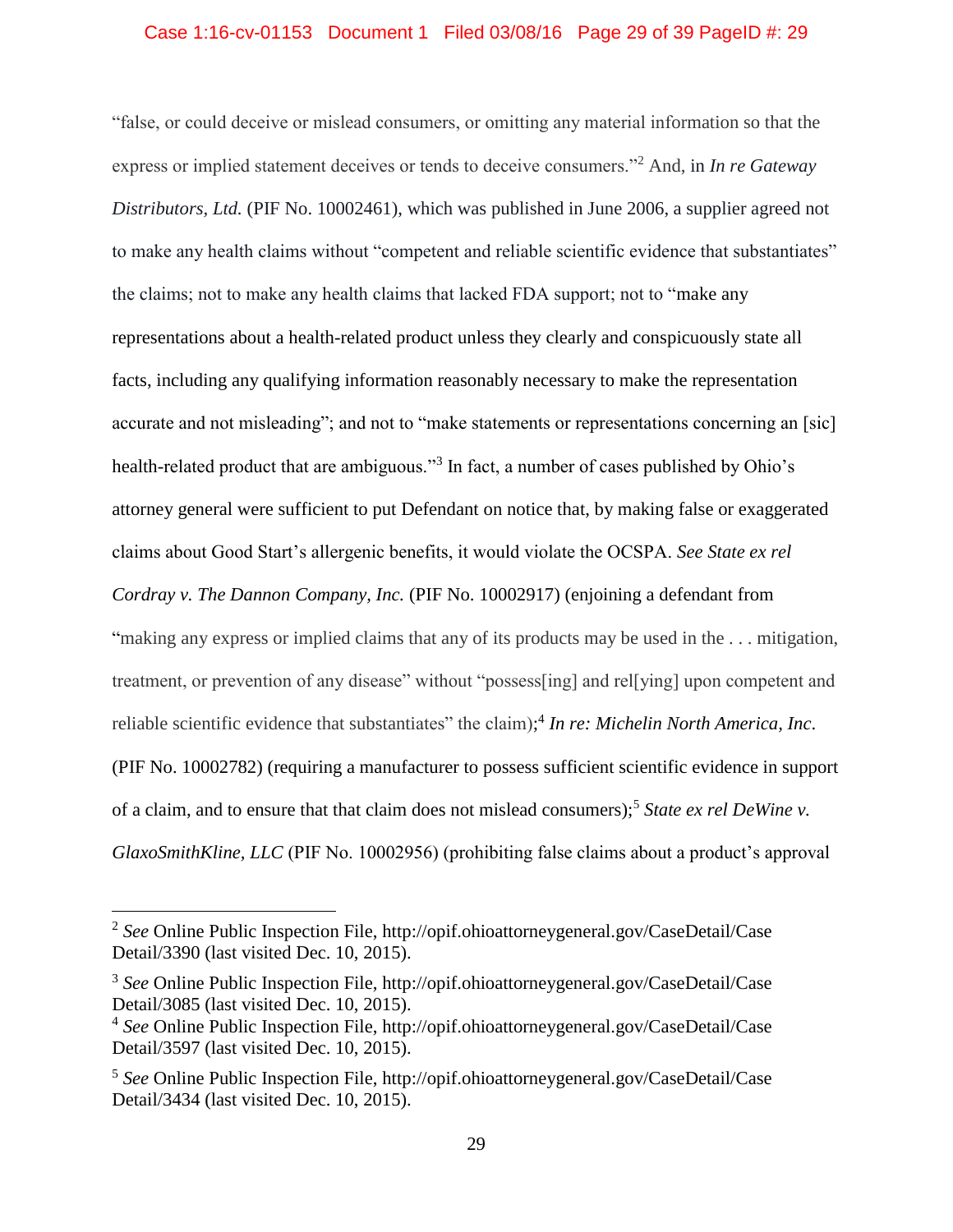"false, or could deceive or mislead consumers, or omitting any material information so that the express or implied statement deceives or tends to deceive consumers."[2] And, in *In re Gateway Distributors, Ltd.* (PIF No. 10002461), which was published in June 2006, a supplier agreed not to make any health claims without "competent and reliable scientific evidence that substantiates" the claims; not to make any health claims that lacked FDA support; not to "make any representations about a health-related product unless they clearly and conspicuously state all facts, including any qualifying information reasonably necessary to make the representation accurate and not misleading"; and not to "make statements or representations concerning an [sic] health-related product that are ambiguous."[3] In fact, a number of cases published by Ohio's attorney general were sufficient to put Defendant on notice that, by making false or exaggerated claims about Good Start's allergenic benefits, it would violate the OCSPA. *See State ex rel Cordray v. The Dannon Company, Inc.* (PIF No. 10002917) (enjoining a defendant from "making any express or implied claims that any of its products may be used in the . . . mitigation, treatment, or prevention of any disease" without "possess[ing] and rel[ying] upon competent and reliable scientific evidence that substantiates" the claim);[4] *In re: Michelin North America, Inc.* (PIF No. 10002782) (requiring a manufacturer to possess sufficient scientific evidence in support of a claim, and to ensure that that claim does not mislead consumers);[5] *State ex rel DeWine v. GlaxoSmithKline, LLC* (PIF No. 10002956) (prohibiting false claims about a product's approval

---

[2] *See* Online Public Inspection File, http://opif.ohioattorneygeneral.gov/CaseDetail/CaseDetail/3390 (last visited Dec. 10, 2015).

[3] *See* Online Public Inspection File, http://opif.ohioattorneygeneral.gov/CaseDetail/CaseDetail/3085 (last visited Dec. 10, 2015).

[4] *See* Online Public Inspection File, http://opif.ohioattorneygeneral.gov/CaseDetail/CaseDetail/3597 (last visited Dec. 10, 2015).

[5] *See* Online Public Inspection File, http://opif.ohioattorneygeneral.gov/CaseDetail/CaseDetail/3434 (last visited Dec. 10, 2015).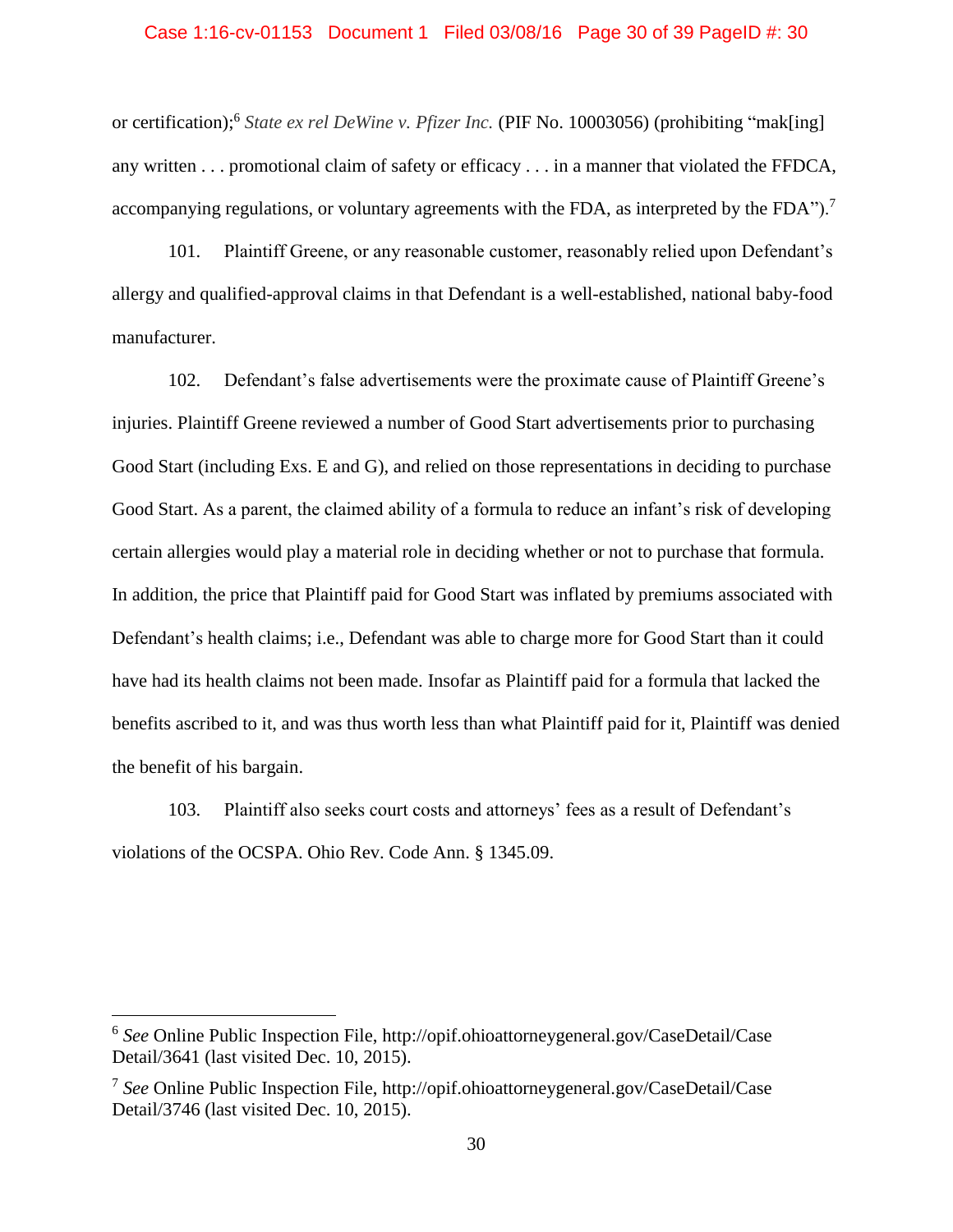or certification);[6] *State ex rel DeWine v. Pfizer Inc.* (PIF No. 10003056) (prohibiting "mak[ing] any written . . . promotional claim of safety or efficacy . . . in a manner that violated the FFDCA, accompanying regulations, or voluntary agreements with the FDA, as interpreted by the FDA").[7]

101. Plaintiff Greene, or any reasonable customer, reasonably relied upon Defendant's allergy and qualified-approval claims in that Defendant is a well-established, national baby-food manufacturer.

102. Defendant's false advertisements were the proximate cause of Plaintiff Greene's injuries. Plaintiff Greene reviewed a number of Good Start advertisements prior to purchasing Good Start (including Exs. E and G), and relied on those representations in deciding to purchase Good Start. As a parent, the claimed ability of a formula to reduce an infant's risk of developing certain allergies would play a material role in deciding whether or not to purchase that formula. In addition, the price that Plaintiff paid for Good Start was inflated by premiums associated with Defendant's health claims; i.e., Defendant was able to charge more for Good Start than it could have had its health claims not been made. Insofar as Plaintiff paid for a formula that lacked the benefits ascribed to it, and was thus worth less than what Plaintiff paid for it, Plaintiff was denied the benefit of his bargain.

103. Plaintiff also seeks court costs and attorneys' fees as a result of Defendant's violations of the OCSPA. Ohio Rev. Code Ann. § 1345.09.

---

[6] *See* Online Public Inspection File, http://opif.ohioattorneygeneral.gov/CaseDetail/CaseDetail/3641 (last visited Dec. 10, 2015).

[7] *See* Online Public Inspection File, http://opif.ohioattorneygeneral.gov/CaseDetail/CaseDetail/3746 (last visited Dec. 10, 2015).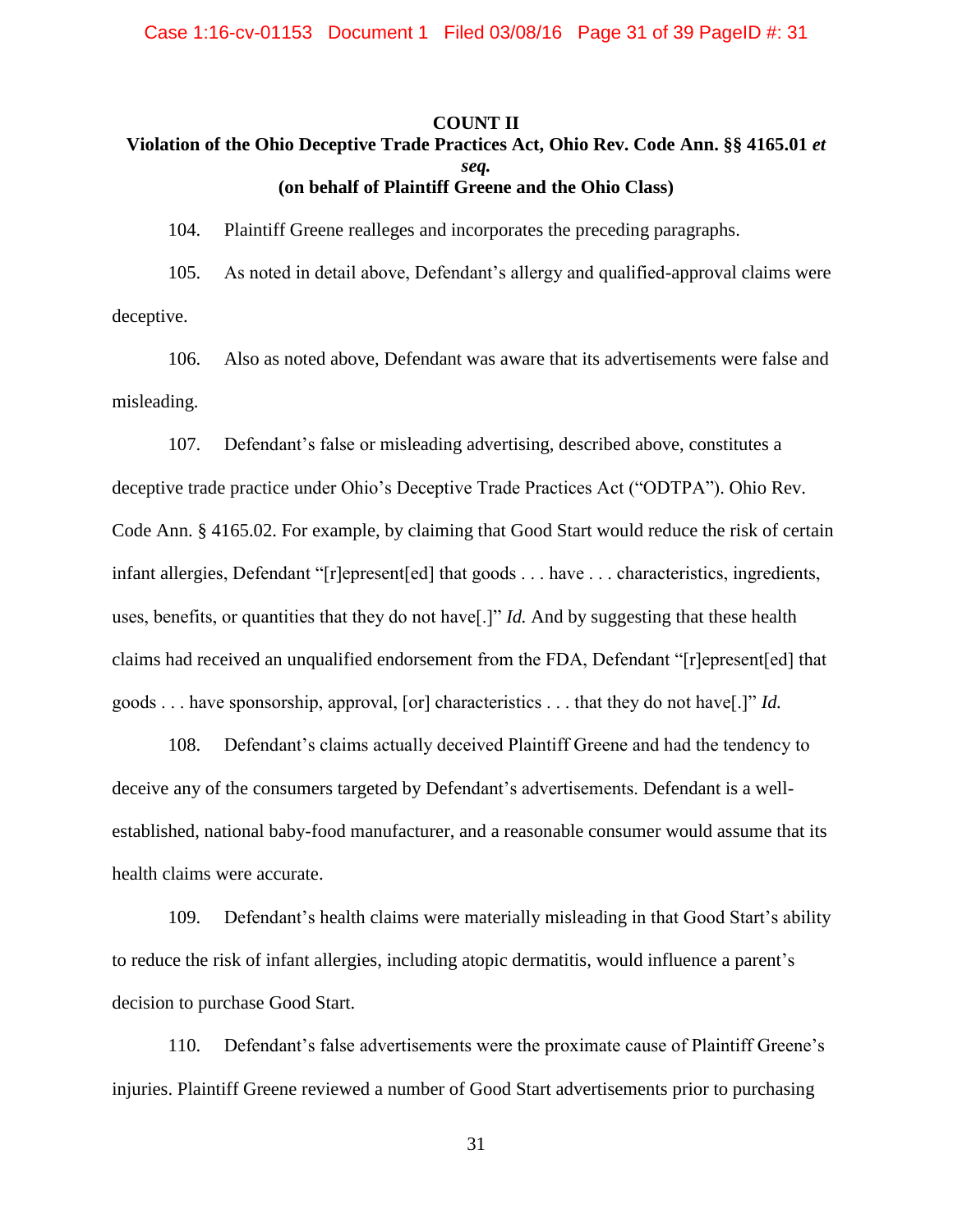**COUNT II**

**Violation of the Ohio Deceptive Trade Practices Act, Ohio Rev. Code Ann. §§ 4165.01 *et seq.***

**(on behalf of Plaintiff Greene and the Ohio Class)**

104. Plaintiff Greene realleges and incorporates the preceding paragraphs.

105. As noted in detail above, Defendant's allergy and qualified-approval claims were deceptive.

106. Also as noted above, Defendant was aware that its advertisements were false and misleading.

107. Defendant's false or misleading advertising, described above, constitutes a deceptive trade practice under Ohio's Deceptive Trade Practices Act ("ODTPA"). Ohio Rev. Code Ann. § 4165.02. For example, by claiming that Good Start would reduce the risk of certain infant allergies, Defendant "[r]epresent[ed] that goods . . . have . . . characteristics, ingredients, uses, benefits, or quantities that they do not have[.]" *Id.* And by suggesting that these health claims had received an unqualified endorsement from the FDA, Defendant "[r]epresent[ed] that goods . . . have sponsorship, approval, [or] characteristics . . . that they do not have[.]" *Id.*

108. Defendant's claims actually deceived Plaintiff Greene and had the tendency to deceive any of the consumers targeted by Defendant's advertisements. Defendant is a well-established, national baby-food manufacturer, and a reasonable consumer would assume that its health claims were accurate.

109. Defendant's health claims were materially misleading in that Good Start's ability to reduce the risk of infant allergies, including atopic dermatitis, would influence a parent's decision to purchase Good Start.

110. Defendant's false advertisements were the proximate cause of Plaintiff Greene's injuries. Plaintiff Greene reviewed a number of Good Start advertisements prior to purchasing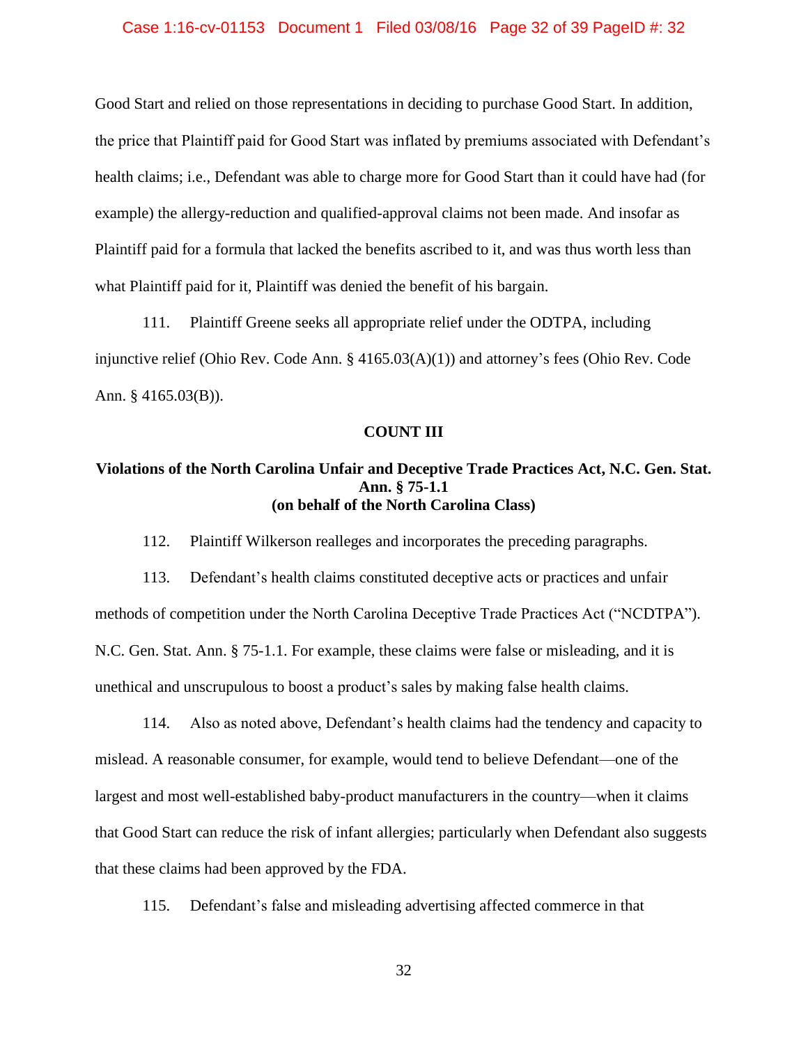Good Start and relied on those representations in deciding to purchase Good Start. In addition, the price that Plaintiff paid for Good Start was inflated by premiums associated with Defendant's health claims; i.e., Defendant was able to charge more for Good Start than it could have had (for example) the allergy-reduction and qualified-approval claims not been made. And insofar as Plaintiff paid for a formula that lacked the benefits ascribed to it, and was thus worth less than what Plaintiff paid for it, Plaintiff was denied the benefit of his bargain.

111. Plaintiff Greene seeks all appropriate relief under the ODTPA, including injunctive relief (Ohio Rev. Code Ann. § 4165.03(A)(1)) and attorney's fees (Ohio Rev. Code Ann. § 4165.03(B)).

**COUNT III**

**Violations of the North Carolina Unfair and Deceptive Trade Practices Act, N.C. Gen. Stat. Ann. § 75-1.1**
**(on behalf of the North Carolina Class)**

112. Plaintiff Wilkerson realleges and incorporates the preceding paragraphs.

113. Defendant's health claims constituted deceptive acts or practices and unfair methods of competition under the North Carolina Deceptive Trade Practices Act ("NCDTPA"). N.C. Gen. Stat. Ann. § 75-1.1. For example, these claims were false or misleading, and it is unethical and unscrupulous to boost a product's sales by making false health claims.

114. Also as noted above, Defendant's health claims had the tendency and capacity to mislead. A reasonable consumer, for example, would tend to believe Defendant—one of the largest and most well-established baby-product manufacturers in the country—when it claims that Good Start can reduce the risk of infant allergies; particularly when Defendant also suggests that these claims had been approved by the FDA.

115. Defendant's false and misleading advertising affected commerce in that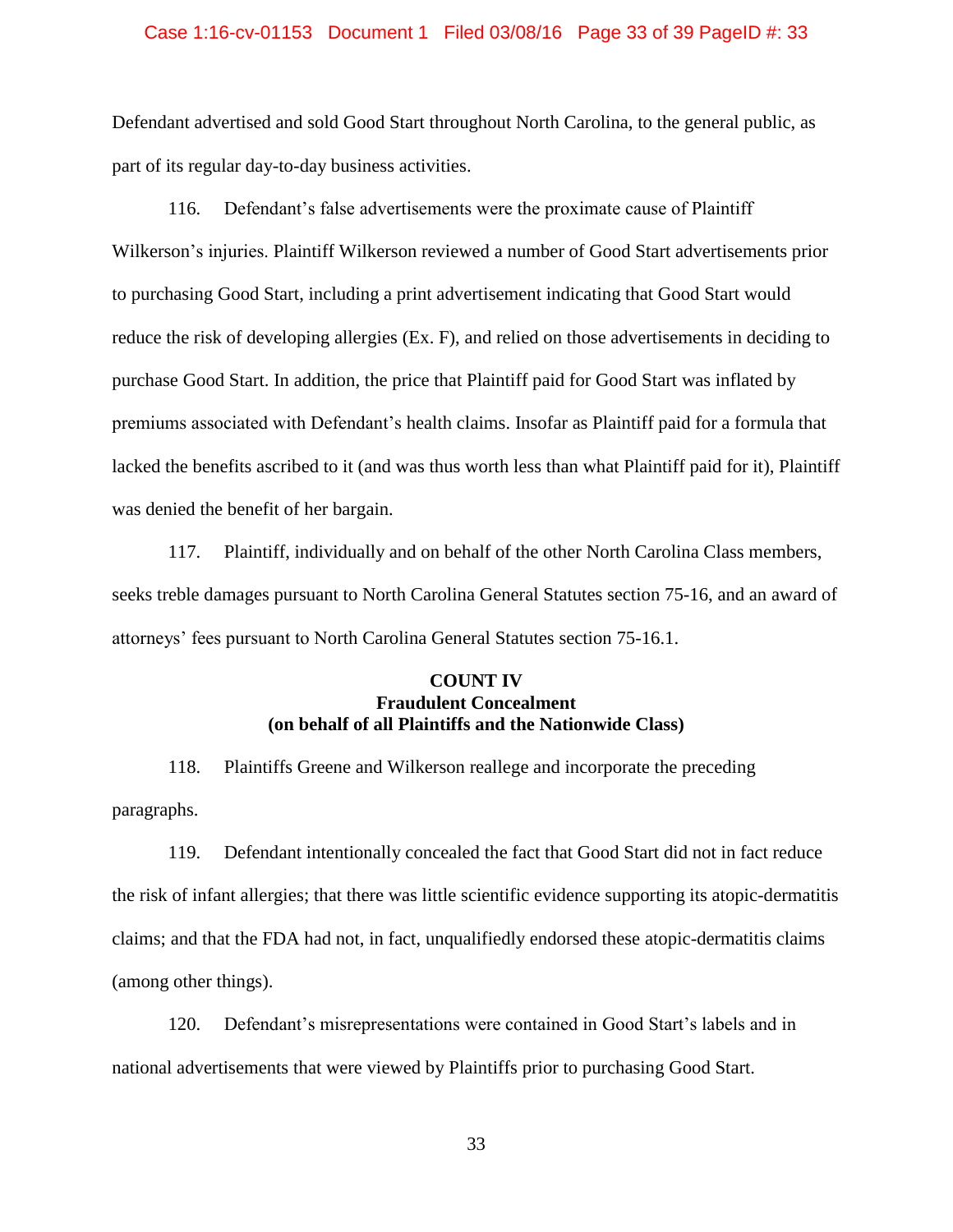Defendant advertised and sold Good Start throughout North Carolina, to the general public, as part of its regular day-to-day business activities.

116. Defendant's false advertisements were the proximate cause of Plaintiff Wilkerson's injuries. Plaintiff Wilkerson reviewed a number of Good Start advertisements prior to purchasing Good Start, including a print advertisement indicating that Good Start would reduce the risk of developing allergies (Ex. F), and relied on those advertisements in deciding to purchase Good Start. In addition, the price that Plaintiff paid for Good Start was inflated by premiums associated with Defendant's health claims. Insofar as Plaintiff paid for a formula that lacked the benefits ascribed to it (and was thus worth less than what Plaintiff paid for it), Plaintiff was denied the benefit of her bargain.

117. Plaintiff, individually and on behalf of the other North Carolina Class members, seeks treble damages pursuant to North Carolina General Statutes section 75-16, and an award of attorneys' fees pursuant to North Carolina General Statutes section 75-16.1.

**COUNT IV**
**Fraudulent Concealment**
**(on behalf of all Plaintiffs and the Nationwide Class)**

118. Plaintiffs Greene and Wilkerson reallege and incorporate the preceding paragraphs.

119. Defendant intentionally concealed the fact that Good Start did not in fact reduce the risk of infant allergies; that there was little scientific evidence supporting its atopic-dermatitis claims; and that the FDA had not, in fact, unqualifiedly endorsed these atopic-dermatitis claims (among other things).

120. Defendant's misrepresentations were contained in Good Start's labels and in national advertisements that were viewed by Plaintiffs prior to purchasing Good Start.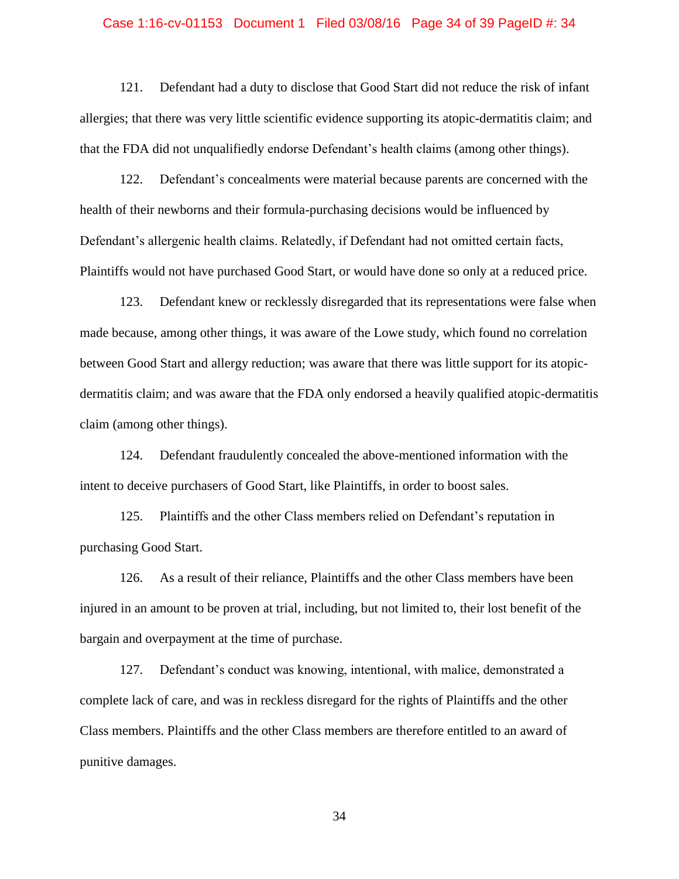121. Defendant had a duty to disclose that Good Start did not reduce the risk of infant allergies; that there was very little scientific evidence supporting its atopic-dermatitis claim; and that the FDA did not unqualifiedly endorse Defendant's health claims (among other things).

122. Defendant's concealments were material because parents are concerned with the health of their newborns and their formula-purchasing decisions would be influenced by Defendant's allergenic health claims. Relatedly, if Defendant had not omitted certain facts, Plaintiffs would not have purchased Good Start, or would have done so only at a reduced price.

123. Defendant knew or recklessly disregarded that its representations were false when made because, among other things, it was aware of the Lowe study, which found no correlation between Good Start and allergy reduction; was aware that there was little support for its atopic-dermatitis claim; and was aware that the FDA only endorsed a heavily qualified atopic-dermatitis claim (among other things).

124. Defendant fraudulently concealed the above-mentioned information with the intent to deceive purchasers of Good Start, like Plaintiffs, in order to boost sales.

125. Plaintiffs and the other Class members relied on Defendant's reputation in purchasing Good Start.

126. As a result of their reliance, Plaintiffs and the other Class members have been injured in an amount to be proven at trial, including, but not limited to, their lost benefit of the bargain and overpayment at the time of purchase.

127. Defendant's conduct was knowing, intentional, with malice, demonstrated a complete lack of care, and was in reckless disregard for the rights of Plaintiffs and the other Class members. Plaintiffs and the other Class members are therefore entitled to an award of punitive damages.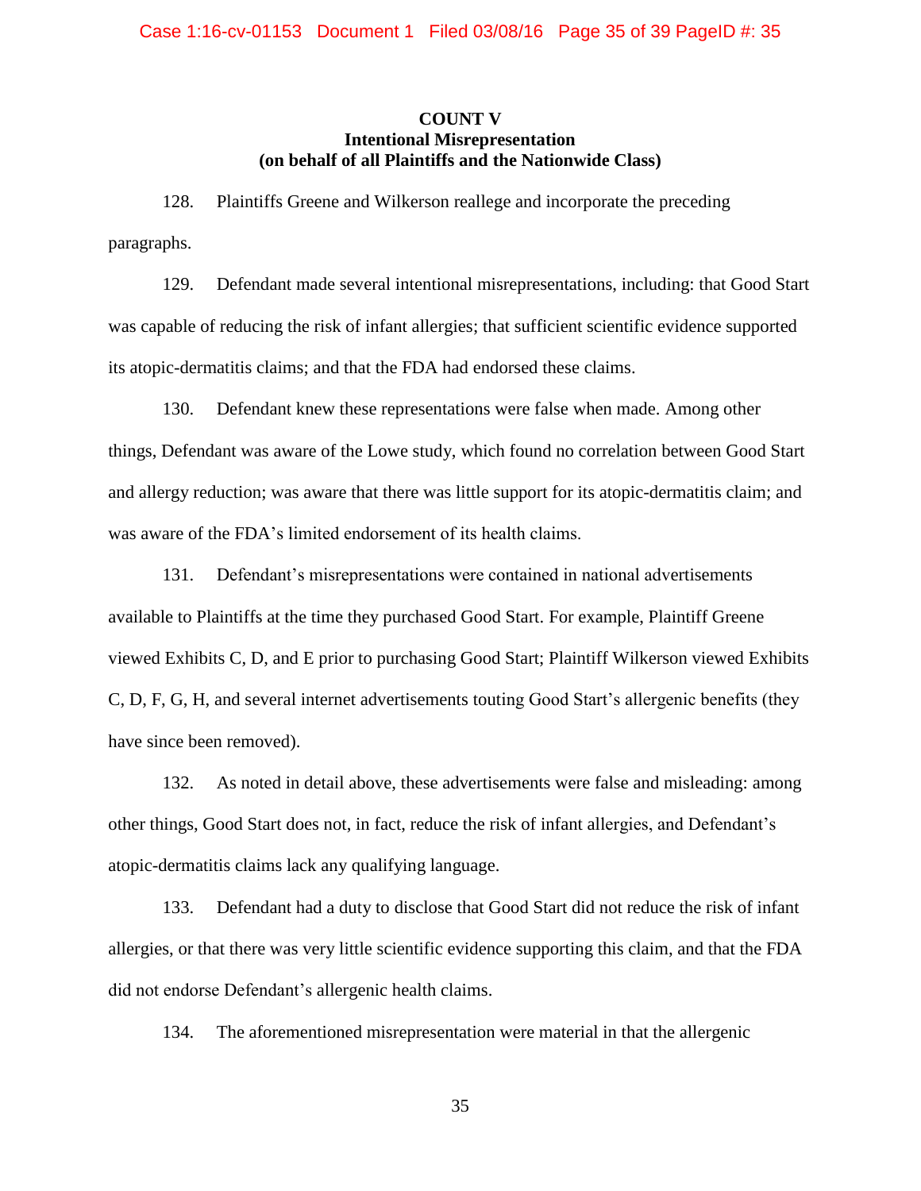**COUNT V**
**Intentional Misrepresentation**
**(on behalf of all Plaintiffs and the Nationwide Class)**

128. Plaintiffs Greene and Wilkerson reallege and incorporate the preceding paragraphs.

129. Defendant made several intentional misrepresentations, including: that Good Start was capable of reducing the risk of infant allergies; that sufficient scientific evidence supported its atopic-dermatitis claims; and that the FDA had endorsed these claims.

130. Defendant knew these representations were false when made. Among other things, Defendant was aware of the Lowe study, which found no correlation between Good Start and allergy reduction; was aware that there was little support for its atopic-dermatitis claim; and was aware of the FDA's limited endorsement of its health claims.

131. Defendant's misrepresentations were contained in national advertisements available to Plaintiffs at the time they purchased Good Start. For example, Plaintiff Greene viewed Exhibits C, D, and E prior to purchasing Good Start; Plaintiff Wilkerson viewed Exhibits C, D, F, G, H, and several internet advertisements touting Good Start's allergenic benefits (they have since been removed).

132. As noted in detail above, these advertisements were false and misleading: among other things, Good Start does not, in fact, reduce the risk of infant allergies, and Defendant's atopic-dermatitis claims lack any qualifying language.

133. Defendant had a duty to disclose that Good Start did not reduce the risk of infant allergies, or that there was very little scientific evidence supporting this claim, and that the FDA did not endorse Defendant's allergenic health claims.

134. The aforementioned misrepresentation were material in that the allergenic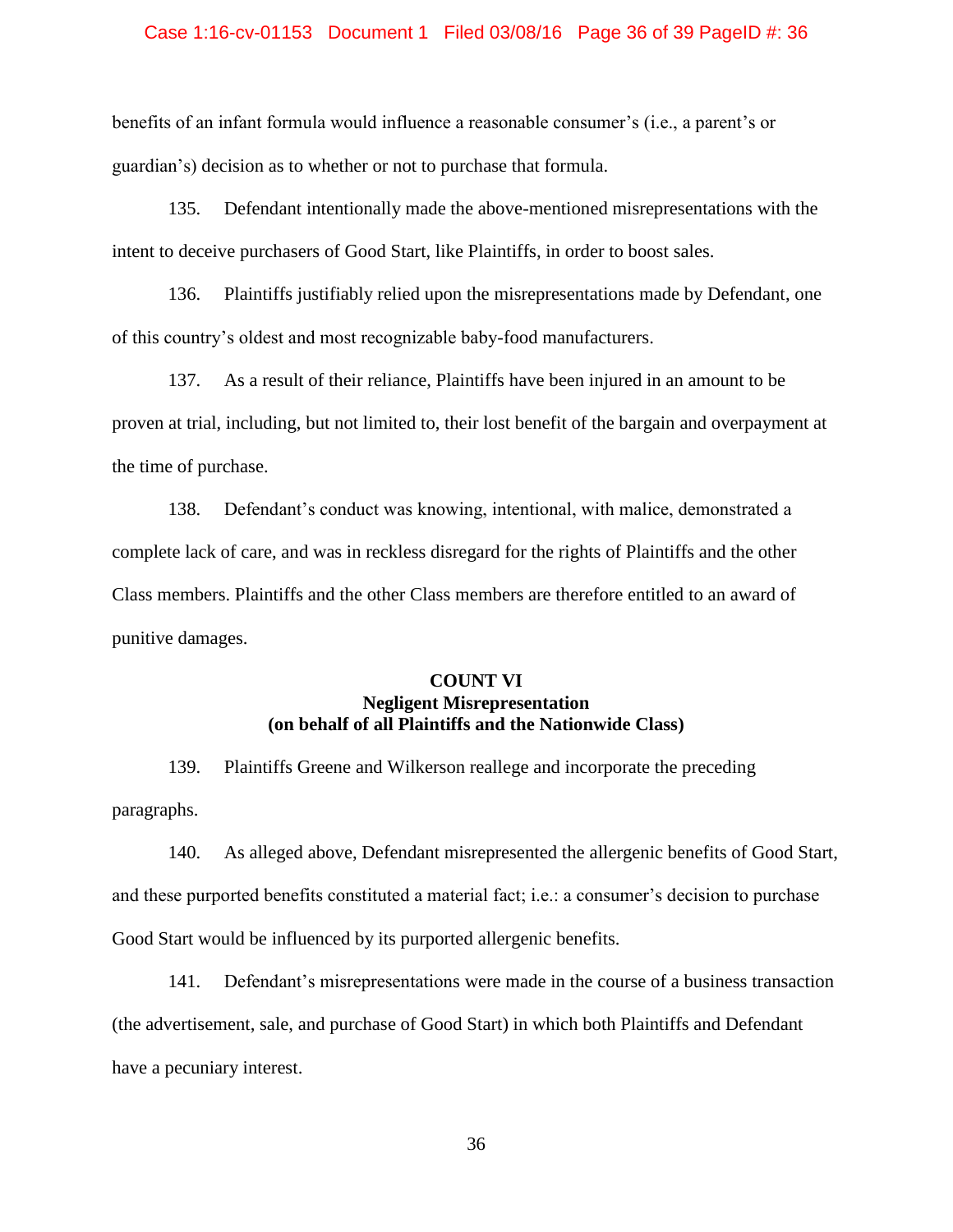benefits of an infant formula would influence a reasonable consumer's (i.e., a parent's or guardian's) decision as to whether or not to purchase that formula.

135. Defendant intentionally made the above-mentioned misrepresentations with the intent to deceive purchasers of Good Start, like Plaintiffs, in order to boost sales.

136. Plaintiffs justifiably relied upon the misrepresentations made by Defendant, one of this country's oldest and most recognizable baby-food manufacturers.

137. As a result of their reliance, Plaintiffs have been injured in an amount to be proven at trial, including, but not limited to, their lost benefit of the bargain and overpayment at the time of purchase.

138. Defendant's conduct was knowing, intentional, with malice, demonstrated a complete lack of care, and was in reckless disregard for the rights of Plaintiffs and the other Class members. Plaintiffs and the other Class members are therefore entitled to an award of punitive damages.

**COUNT VI**
**Negligent Misrepresentation**
**(on behalf of all Plaintiffs and the Nationwide Class)**

139. Plaintiffs Greene and Wilkerson reallege and incorporate the preceding paragraphs.

140. As alleged above, Defendant misrepresented the allergenic benefits of Good Start, and these purported benefits constituted a material fact; i.e.: a consumer's decision to purchase Good Start would be influenced by its purported allergenic benefits.

141. Defendant's misrepresentations were made in the course of a business transaction (the advertisement, sale, and purchase of Good Start) in which both Plaintiffs and Defendant have a pecuniary interest.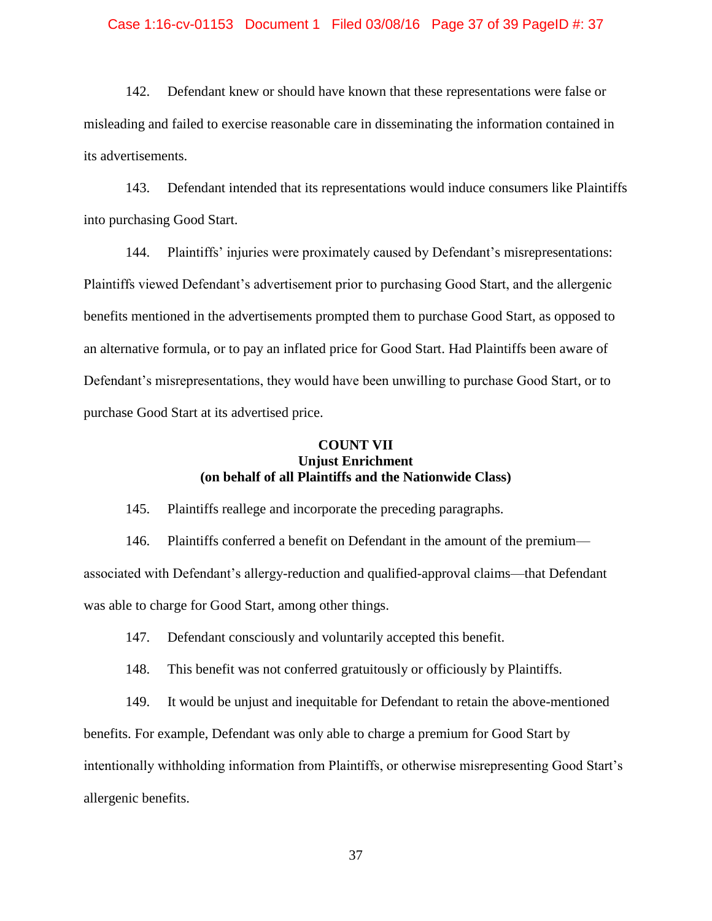142. Defendant knew or should have known that these representations were false or misleading and failed to exercise reasonable care in disseminating the information contained in its advertisements.

143. Defendant intended that its representations would induce consumers like Plaintiffs into purchasing Good Start.

144. Plaintiffs' injuries were proximately caused by Defendant's misrepresentations: Plaintiffs viewed Defendant's advertisement prior to purchasing Good Start, and the allergenic benefits mentioned in the advertisements prompted them to purchase Good Start, as opposed to an alternative formula, or to pay an inflated price for Good Start. Had Plaintiffs been aware of Defendant's misrepresentations, they would have been unwilling to purchase Good Start, or to purchase Good Start at its advertised price.

**COUNT VII**
**Unjust Enrichment**
**(on behalf of all Plaintiffs and the Nationwide Class)**

145. Plaintiffs reallege and incorporate the preceding paragraphs.

146. Plaintiffs conferred a benefit on Defendant in the amount of the premium—associated with Defendant's allergy-reduction and qualified-approval claims—that Defendant was able to charge for Good Start, among other things.

147. Defendant consciously and voluntarily accepted this benefit.

148. This benefit was not conferred gratuitously or officiously by Plaintiffs.

149. It would be unjust and inequitable for Defendant to retain the above-mentioned benefits. For example, Defendant was only able to charge a premium for Good Start by intentionally withholding information from Plaintiffs, or otherwise misrepresenting Good Start's allergenic benefits.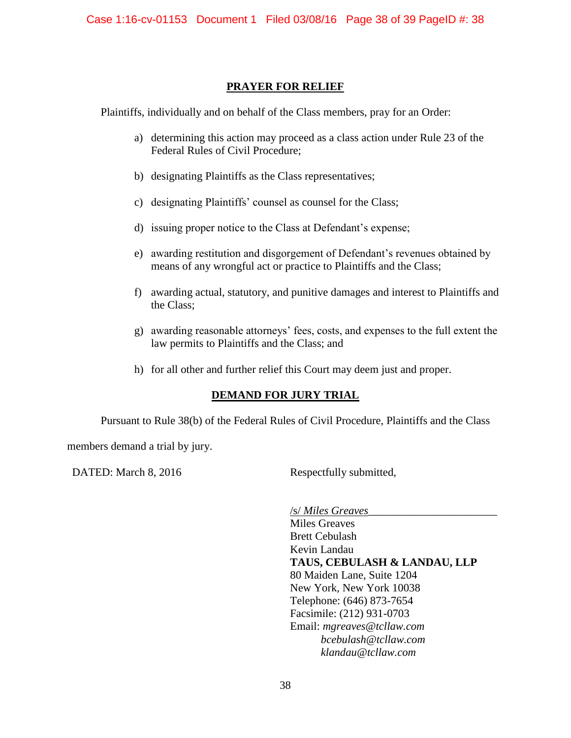## PRAYER FOR RELIEF

Plaintiffs, individually and on behalf of the Class members, pray for an Order:

a) determining this action may proceed as a class action under Rule 23 of the Federal Rules of Civil Procedure;

b) designating Plaintiffs as the Class representatives;

c) designating Plaintiffs' counsel as counsel for the Class;

d) issuing proper notice to the Class at Defendant's expense;

e) awarding restitution and disgorgement of Defendant's revenues obtained by means of any wrongful act or practice to Plaintiffs and the Class;

f) awarding actual, statutory, and punitive damages and interest to Plaintiffs and the Class;

g) awarding reasonable attorneys' fees, costs, and expenses to the full extent the law permits to Plaintiffs and the Class; and

h) for all other and further relief this Court may deem just and proper.

## DEMAND FOR JURY TRIAL

Pursuant to Rule 38(b) of the Federal Rules of Civil Procedure, Plaintiffs and the Class members demand a trial by jury.

DATED: March 8, 2016

Respectfully submitted,

/s/ *Miles Greaves*
Miles Greaves
Brett Cebulash
Kevin Landau
**TAUS, CEBULASH & LANDAU, LLP**
80 Maiden Lane, Suite 1204
New York, New York 10038
Telephone: (646) 873-7654
Facsimile: (212) 931-0703
Email: *mgreaves@tcllaw.com*
*bcebulash@tcllaw.com*
*klandau@tcllaw.com*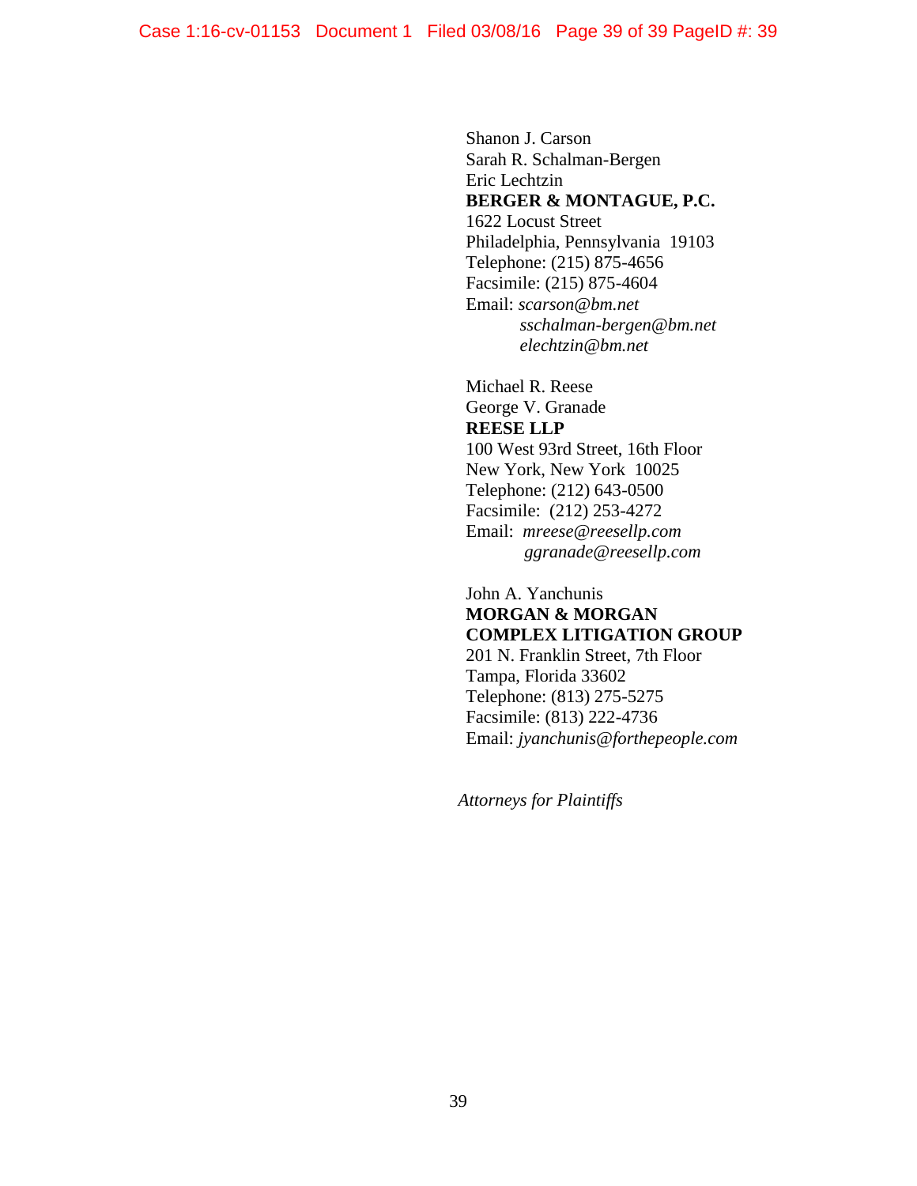Shanon J. Carson
Sarah R. Schalman-Bergen
Eric Lechtzin
**BERGER & MONTAGUE, P.C.**
1622 Locust Street
Philadelphia, Pennsylvania 19103
Telephone: (215) 875-4656
Facsimile: (215) 875-4604
Email: *scarson@bm.net*
*sschalman-bergen@bm.net*
*elechtzin@bm.net*

Michael R. Reese
George V. Granade
**REESE LLP**
100 West 93rd Street, 16th Floor
New York, New York 10025
Telephone: (212) 643-0500
Facsimile: (212) 253-4272
Email: *mreese@reesellp.com*
*ggranade@reesellp.com*

John A. Yanchunis
**MORGAN & MORGAN**
**COMPLEX LITIGATION GROUP**
201 N. Franklin Street, 7th Floor
Tampa, Florida 33602
Telephone: (813) 275-5275
Facsimile: (813) 222-4736
Email: *jyanchunis@forthepeople.com*

*Attorneys for Plaintiffs*